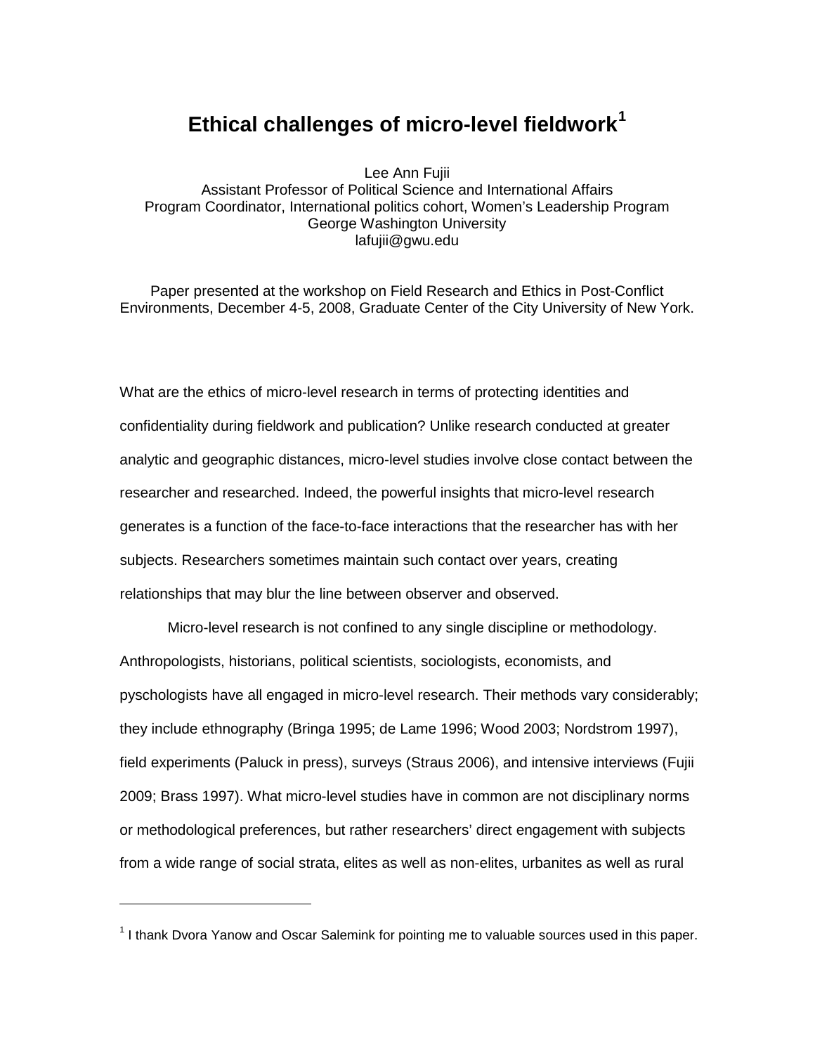# Ethical challenges of micro-level fieldwork[1]

Lee Ann Fujii
Assistant Professor of Political Science and International Affairs
Program Coordinator, International politics cohort, Women's Leadership Program
George Washington University
lafujii@gwu.edu

Paper presented at the workshop on Field Research and Ethics in Post-Conflict Environments, December 4-5, 2008, Graduate Center of the City University of New York.

What are the ethics of micro-level research in terms of protecting identities and confidentiality during fieldwork and publication? Unlike research conducted at greater analytic and geographic distances, micro-level studies involve close contact between the researcher and researched. Indeed, the powerful insights that micro-level research generates is a function of the face-to-face interactions that the researcher has with her subjects. Researchers sometimes maintain such contact over years, creating relationships that may blur the line between observer and observed.

Micro-level research is not confined to any single discipline or methodology. Anthropologists, historians, political scientists, sociologists, economists, and pyschologists have all engaged in micro-level research. Their methods vary considerably; they include ethnography (Bringa 1995; de Lame 1996; Wood 2003; Nordstrom 1997), field experiments (Paluck in press), surveys (Straus 2006), and intensive interviews (Fujii 2009; Brass 1997). What micro-level studies have in common are not disciplinary norms or methodological preferences, but rather researchers' direct engagement with subjects from a wide range of social strata, elites as well as non-elites, urbanites as well as rural

[1] I thank Dvora Yanow and Oscar Salemink for pointing me to valuable sources used in this paper.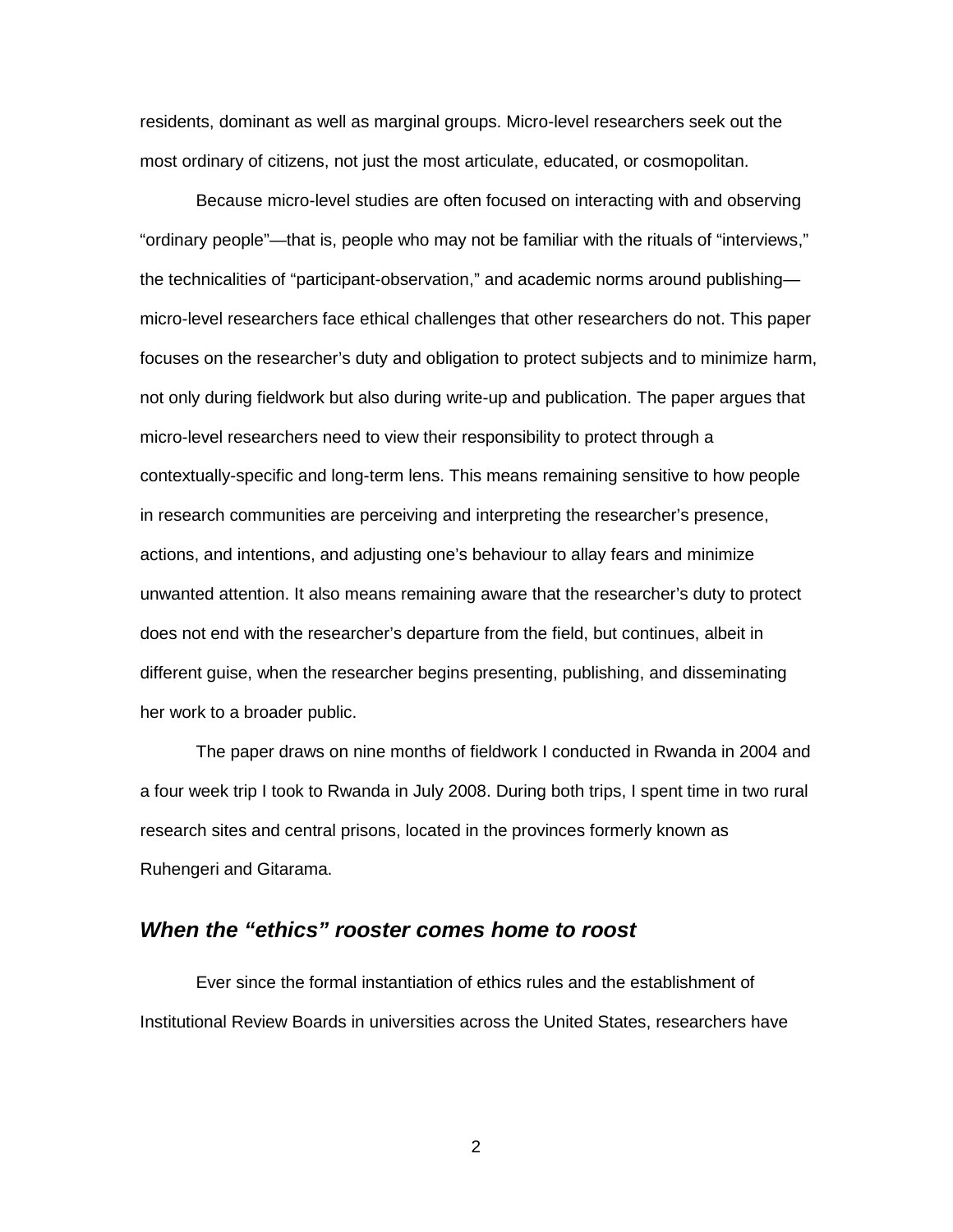residents, dominant as well as marginal groups. Micro-level researchers seek out the most ordinary of citizens, not just the most articulate, educated, or cosmopolitan.

Because micro-level studies are often focused on interacting with and observing "ordinary people"—that is, people who may not be familiar with the rituals of "interviews," the technicalities of "participant-observation," and academic norms around publishing—micro-level researchers face ethical challenges that other researchers do not. This paper focuses on the researcher's duty and obligation to protect subjects and to minimize harm, not only during fieldwork but also during write-up and publication. The paper argues that micro-level researchers need to view their responsibility to protect through a contextually-specific and long-term lens. This means remaining sensitive to how people in research communities are perceiving and interpreting the researcher's presence, actions, and intentions, and adjusting one's behaviour to allay fears and minimize unwanted attention. It also means remaining aware that the researcher's duty to protect does not end with the researcher's departure from the field, but continues, albeit in different guise, when the researcher begins presenting, publishing, and disseminating her work to a broader public.

The paper draws on nine months of fieldwork I conducted in Rwanda in 2004 and a four week trip I took to Rwanda in July 2008. During both trips, I spent time in two rural research sites and central prisons, located in the provinces formerly known as Ruhengeri and Gitarama.

## *When the "ethics" rooster comes home to roost*

Ever since the formal instantiation of ethics rules and the establishment of Institutional Review Boards in universities across the United States, researchers have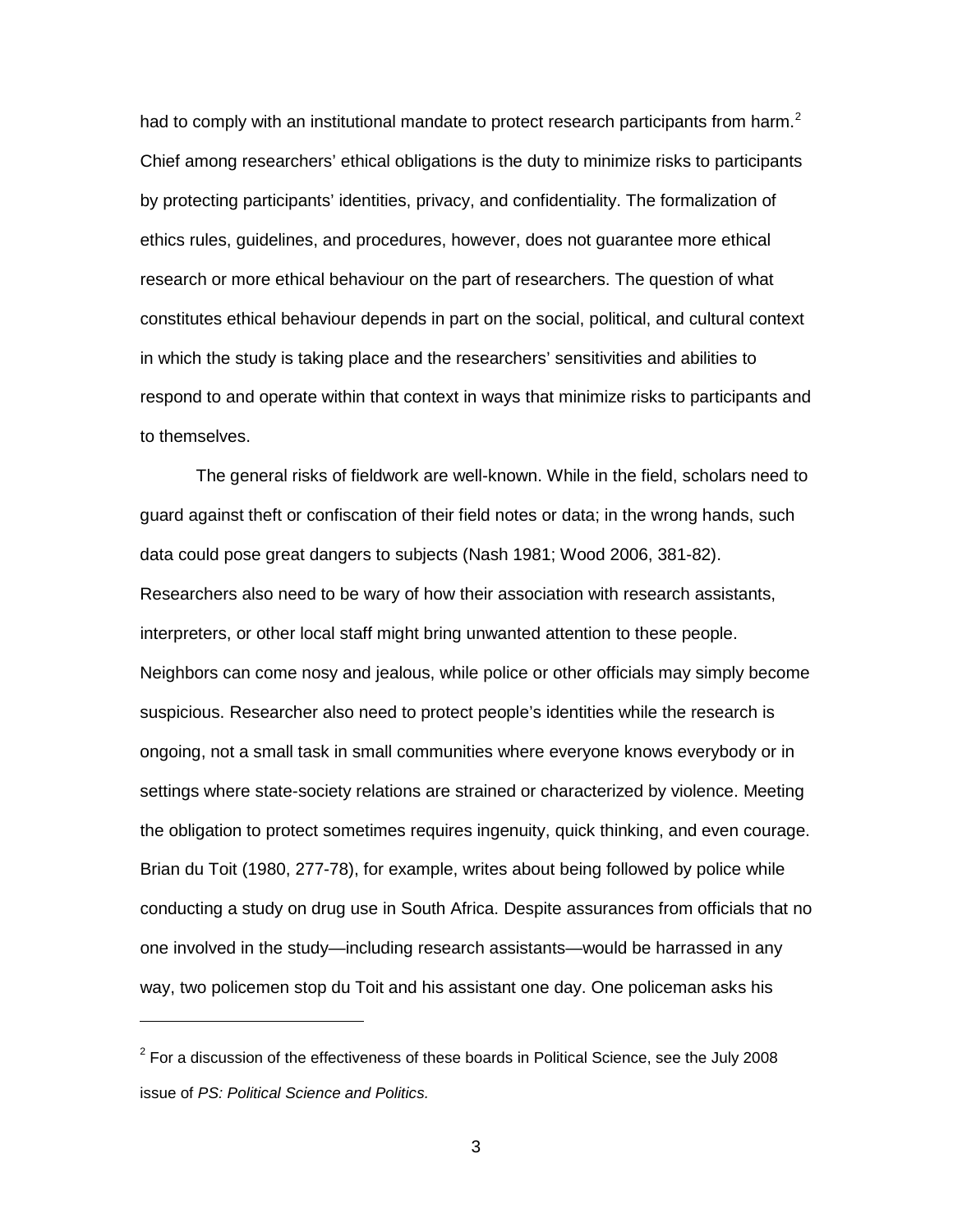had to comply with an institutional mandate to protect research participants from harm.[2] Chief among researchers' ethical obligations is the duty to minimize risks to participants by protecting participants' identities, privacy, and confidentiality. The formalization of ethics rules, guidelines, and procedures, however, does not guarantee more ethical research or more ethical behaviour on the part of researchers. The question of what constitutes ethical behaviour depends in part on the social, political, and cultural context in which the study is taking place and the researchers' sensitivities and abilities to respond to and operate within that context in ways that minimize risks to participants and to themselves.

The general risks of fieldwork are well-known. While in the field, scholars need to guard against theft or confiscation of their field notes or data; in the wrong hands, such data could pose great dangers to subjects (Nash 1981; Wood 2006, 381-82). Researchers also need to be wary of how their association with research assistants, interpreters, or other local staff might bring unwanted attention to these people. Neighbors can come nosy and jealous, while police or other officials may simply become suspicious. Researcher also need to protect people's identities while the research is ongoing, not a small task in small communities where everyone knows everybody or in settings where state-society relations are strained or characterized by violence. Meeting the obligation to protect sometimes requires ingenuity, quick thinking, and even courage. Brian du Toit (1980, 277-78), for example, writes about being followed by police while conducting a study on drug use in South Africa. Despite assurances from officials that no one involved in the study—including research assistants—would be harrassed in any way, two policemen stop du Toit and his assistant one day. One policeman asks his

[2] For a discussion of the effectiveness of these boards in Political Science, see the July 2008 issue of *PS: Political Science and Politics.*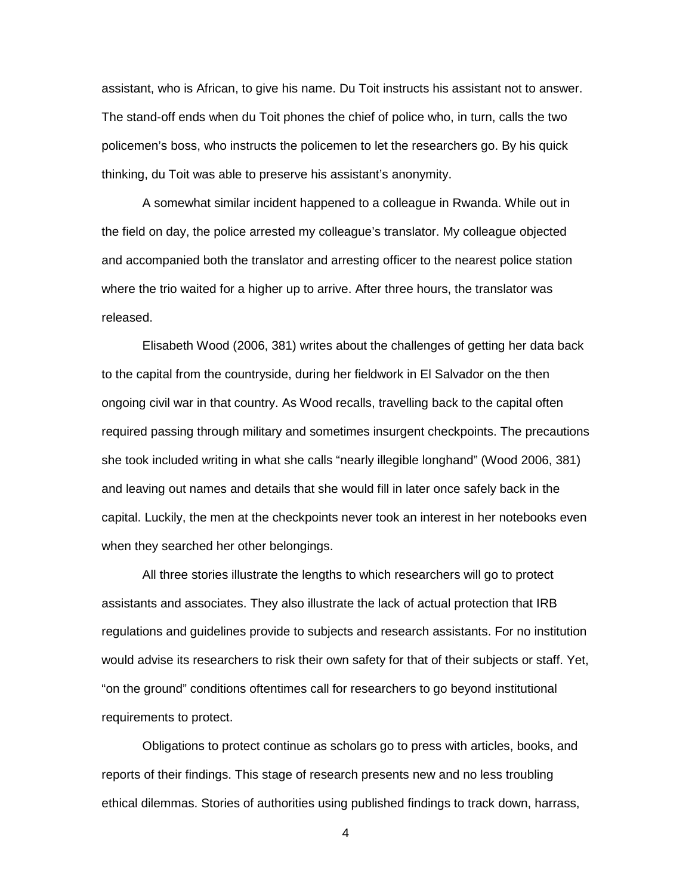assistant, who is African, to give his name. Du Toit instructs his assistant not to answer. The stand-off ends when du Toit phones the chief of police who, in turn, calls the two policemen's boss, who instructs the policemen to let the researchers go. By his quick thinking, du Toit was able to preserve his assistant's anonymity.

A somewhat similar incident happened to a colleague in Rwanda. While out in the field on day, the police arrested my colleague's translator. My colleague objected and accompanied both the translator and arresting officer to the nearest police station where the trio waited for a higher up to arrive. After three hours, the translator was released.

Elisabeth Wood (2006, 381) writes about the challenges of getting her data back to the capital from the countryside, during her fieldwork in El Salvador on the then ongoing civil war in that country. As Wood recalls, travelling back to the capital often required passing through military and sometimes insurgent checkpoints. The precautions she took included writing in what she calls "nearly illegible longhand" (Wood 2006, 381) and leaving out names and details that she would fill in later once safely back in the capital. Luckily, the men at the checkpoints never took an interest in her notebooks even when they searched her other belongings.

All three stories illustrate the lengths to which researchers will go to protect assistants and associates. They also illustrate the lack of actual protection that IRB regulations and guidelines provide to subjects and research assistants. For no institution would advise its researchers to risk their own safety for that of their subjects or staff. Yet, "on the ground" conditions oftentimes call for researchers to go beyond institutional requirements to protect.

Obligations to protect continue as scholars go to press with articles, books, and reports of their findings. This stage of research presents new and no less troubling ethical dilemmas. Stories of authorities using published findings to track down, harrass,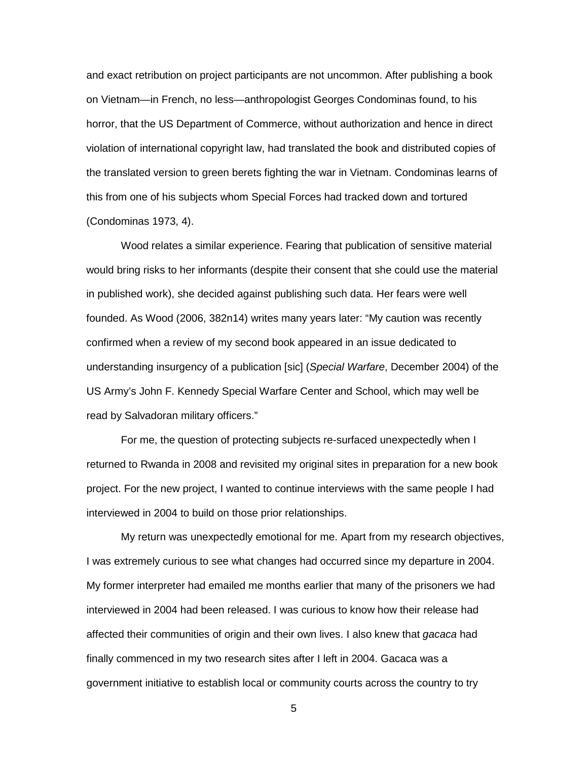and exact retribution on project participants are not uncommon. After publishing a book on Vietnam—in French, no less—anthropologist Georges Condominas found, to his horror, that the US Department of Commerce, without authorization and hence in direct violation of international copyright law, had translated the book and distributed copies of the translated version to green berets fighting the war in Vietnam. Condominas learns of this from one of his subjects whom Special Forces had tracked down and tortured (Condominas 1973, 4).

Wood relates a similar experience. Fearing that publication of sensitive material would bring risks to her informants (despite their consent that she could use the material in published work), she decided against publishing such data. Her fears were well founded. As Wood (2006, 382n14) writes many years later: "My caution was recently confirmed when a review of my second book appeared in an issue dedicated to understanding insurgency of a publication [sic] (*Special Warfare*, December 2004) of the US Army's John F. Kennedy Special Warfare Center and School, which may well be read by Salvadoran military officers."

For me, the question of protecting subjects re-surfaced unexpectedly when I returned to Rwanda in 2008 and revisited my original sites in preparation for a new book project. For the new project, I wanted to continue interviews with the same people I had interviewed in 2004 to build on those prior relationships.

My return was unexpectedly emotional for me. Apart from my research objectives, I was extremely curious to see what changes had occurred since my departure in 2004. My former interpreter had emailed me months earlier that many of the prisoners we had interviewed in 2004 had been released. I was curious to know how their release had affected their communities of origin and their own lives. I also knew that *gacaca* had finally commenced in my two research sites after I left in 2004. Gacaca was a government initiative to establish local or community courts across the country to try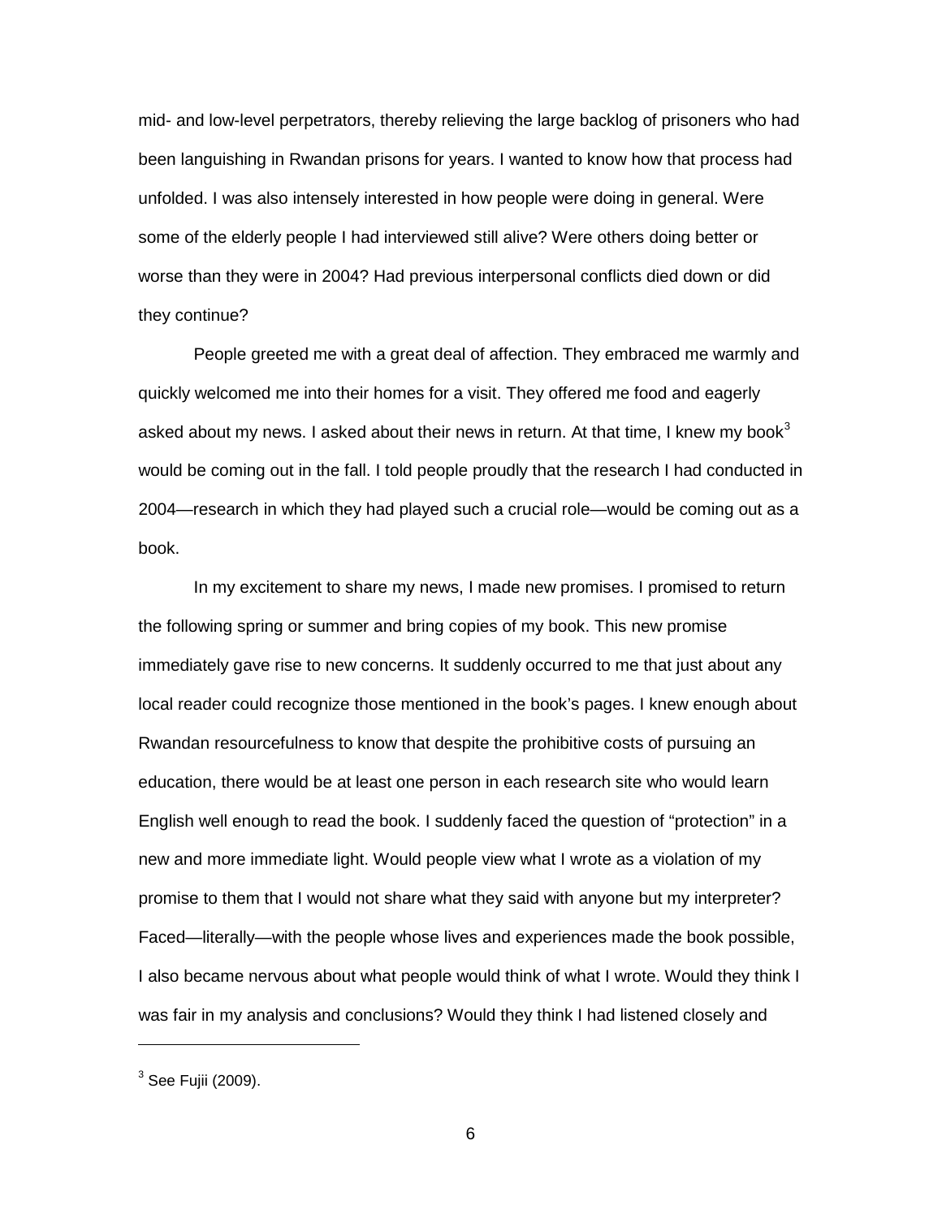mid- and low-level perpetrators, thereby relieving the large backlog of prisoners who had been languishing in Rwandan prisons for years. I wanted to know how that process had unfolded. I was also intensely interested in how people were doing in general. Were some of the elderly people I had interviewed still alive? Were others doing better or worse than they were in 2004? Had previous interpersonal conflicts died down or did they continue?

People greeted me with a great deal of affection. They embraced me warmly and quickly welcomed me into their homes for a visit. They offered me food and eagerly asked about my news. I asked about their news in return. At that time, I knew my book[3] would be coming out in the fall. I told people proudly that the research I had conducted in 2004—research in which they had played such a crucial role—would be coming out as a book.

In my excitement to share my news, I made new promises. I promised to return the following spring or summer and bring copies of my book. This new promise immediately gave rise to new concerns. It suddenly occurred to me that just about any local reader could recognize those mentioned in the book's pages. I knew enough about Rwandan resourcefulness to know that despite the prohibitive costs of pursuing an education, there would be at least one person in each research site who would learn English well enough to read the book. I suddenly faced the question of "protection" in a new and more immediate light. Would people view what I wrote as a violation of my promise to them that I would not share what they said with anyone but my interpreter? Faced—literally—with the people whose lives and experiences made the book possible, I also became nervous about what people would think of what I wrote. Would they think I was fair in my analysis and conclusions? Would they think I had listened closely and

---

[3] See Fujii (2009).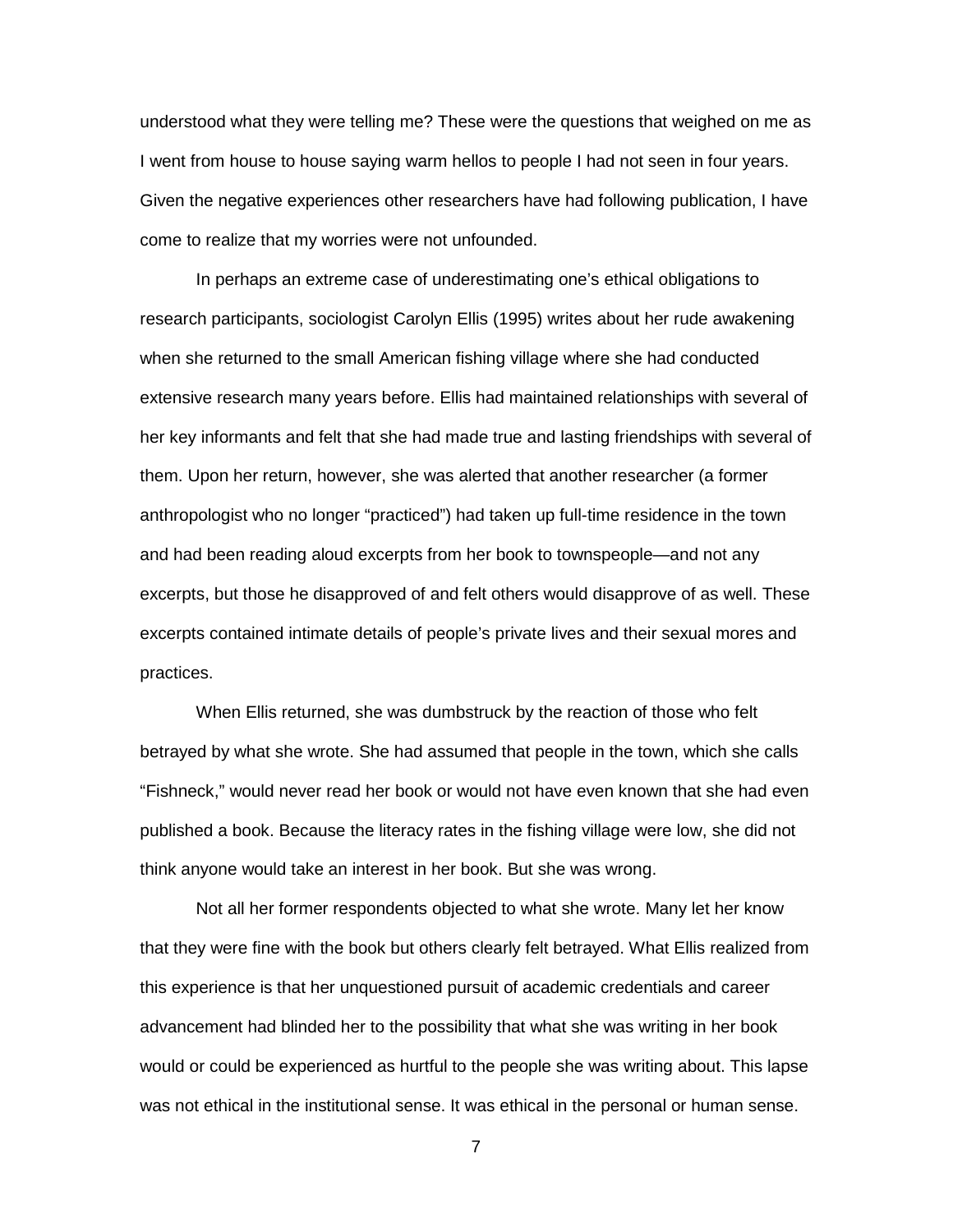understood what they were telling me? These were the questions that weighed on me as I went from house to house saying warm hellos to people I had not seen in four years. Given the negative experiences other researchers have had following publication, I have come to realize that my worries were not unfounded.

In perhaps an extreme case of underestimating one's ethical obligations to research participants, sociologist Carolyn Ellis (1995) writes about her rude awakening when she returned to the small American fishing village where she had conducted extensive research many years before. Ellis had maintained relationships with several of her key informants and felt that she had made true and lasting friendships with several of them. Upon her return, however, she was alerted that another researcher (a former anthropologist who no longer "practiced") had taken up full-time residence in the town and had been reading aloud excerpts from her book to townspeople—and not any excerpts, but those he disapproved of and felt others would disapprove of as well. These excerpts contained intimate details of people's private lives and their sexual mores and practices.

When Ellis returned, she was dumbstruck by the reaction of those who felt betrayed by what she wrote. She had assumed that people in the town, which she calls "Fishneck," would never read her book or would not have even known that she had even published a book. Because the literacy rates in the fishing village were low, she did not think anyone would take an interest in her book. But she was wrong.

Not all her former respondents objected to what she wrote. Many let her know that they were fine with the book but others clearly felt betrayed. What Ellis realized from this experience is that her unquestioned pursuit of academic credentials and career advancement had blinded her to the possibility that what she was writing in her book would or could be experienced as hurtful to the people she was writing about. This lapse was not ethical in the institutional sense. It was ethical in the personal or human sense.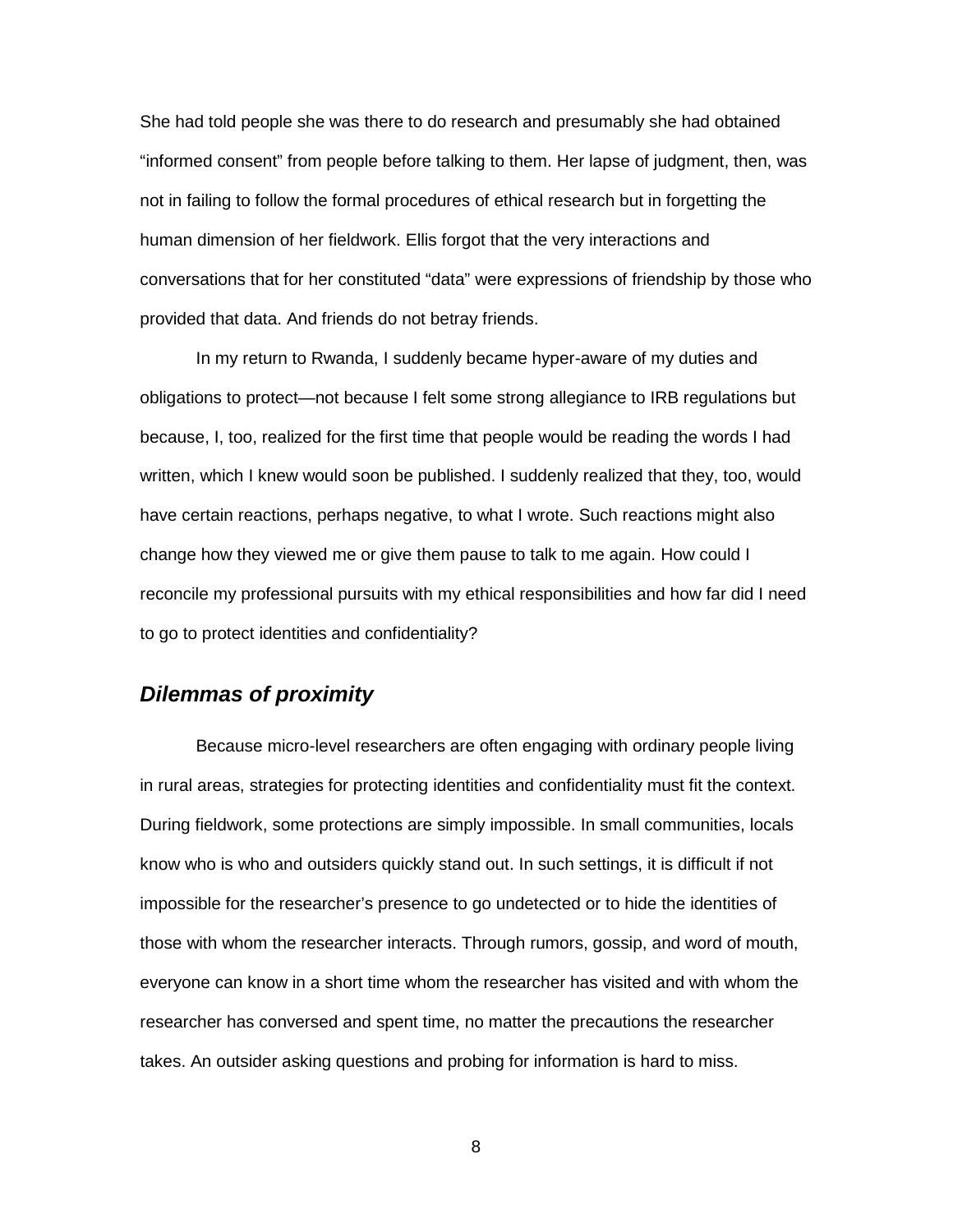She had told people she was there to do research and presumably she had obtained "informed consent" from people before talking to them. Her lapse of judgment, then, was not in failing to follow the formal procedures of ethical research but in forgetting the human dimension of her fieldwork. Ellis forgot that the very interactions and conversations that for her constituted "data" were expressions of friendship by those who provided that data. And friends do not betray friends.

In my return to Rwanda, I suddenly became hyper-aware of my duties and obligations to protect—not because I felt some strong allegiance to IRB regulations but because, I, too, realized for the first time that people would be reading the words I had written, which I knew would soon be published. I suddenly realized that they, too, would have certain reactions, perhaps negative, to what I wrote. Such reactions might also change how they viewed me or give them pause to talk to me again. How could I reconcile my professional pursuits with my ethical responsibilities and how far did I need to go to protect identities and confidentiality?

## *Dilemmas of proximity*

Because micro-level researchers are often engaging with ordinary people living in rural areas, strategies for protecting identities and confidentiality must fit the context. During fieldwork, some protections are simply impossible. In small communities, locals know who is who and outsiders quickly stand out. In such settings, it is difficult if not impossible for the researcher's presence to go undetected or to hide the identities of those with whom the researcher interacts. Through rumors, gossip, and word of mouth, everyone can know in a short time whom the researcher has visited and with whom the researcher has conversed and spent time, no matter the precautions the researcher takes. An outsider asking questions and probing for information is hard to miss.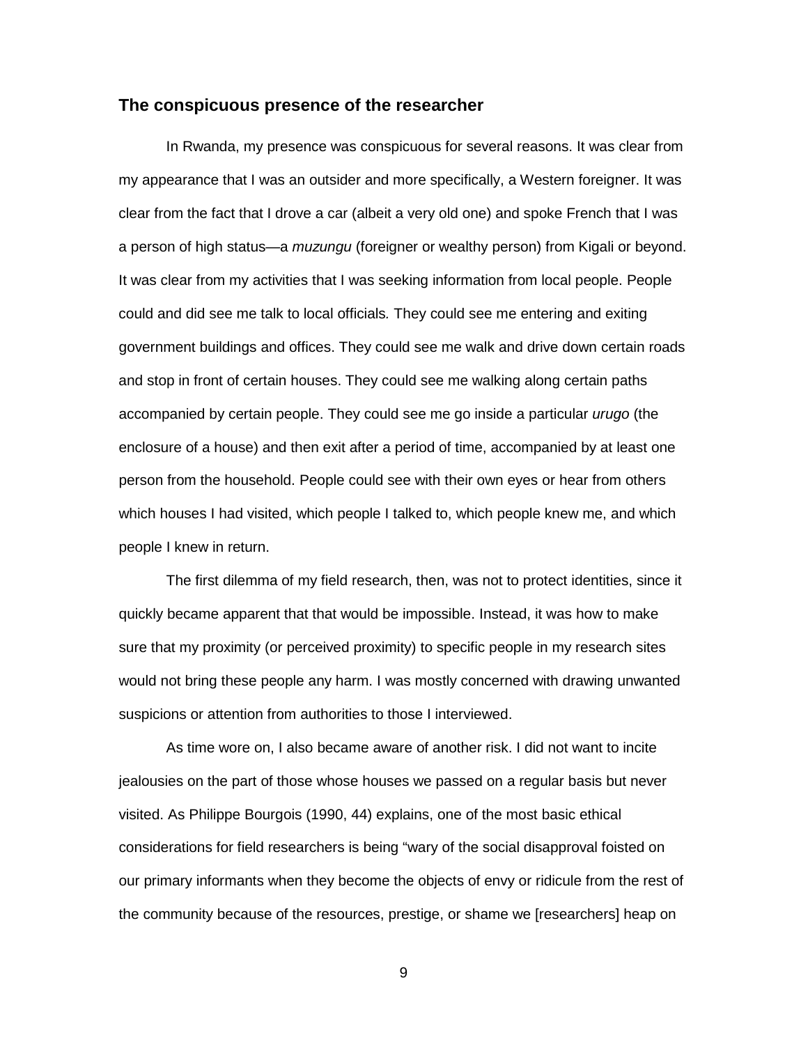## The conspicuous presence of the researcher

In Rwanda, my presence was conspicuous for several reasons. It was clear from my appearance that I was an outsider and more specifically, a Western foreigner. It was clear from the fact that I drove a car (albeit a very old one) and spoke French that I was a person of high status—a *muzungu* (foreigner or wealthy person) from Kigali or beyond. It was clear from my activities that I was seeking information from local people. People could and did see me talk to local officials*.* They could see me entering and exiting government buildings and offices. They could see me walk and drive down certain roads and stop in front of certain houses. They could see me walking along certain paths accompanied by certain people. They could see me go inside a particular *urugo* (the enclosure of a house) and then exit after a period of time, accompanied by at least one person from the household. People could see with their own eyes or hear from others which houses I had visited, which people I talked to, which people knew me, and which people I knew in return.

The first dilemma of my field research, then, was not to protect identities, since it quickly became apparent that that would be impossible. Instead, it was how to make sure that my proximity (or perceived proximity) to specific people in my research sites would not bring these people any harm. I was mostly concerned with drawing unwanted suspicions or attention from authorities to those I interviewed.

As time wore on, I also became aware of another risk. I did not want to incite jealousies on the part of those whose houses we passed on a regular basis but never visited. As Philippe Bourgois (1990, 44) explains, one of the most basic ethical considerations for field researchers is being "wary of the social disapproval foisted on our primary informants when they become the objects of envy or ridicule from the rest of the community because of the resources, prestige, or shame we [researchers] heap on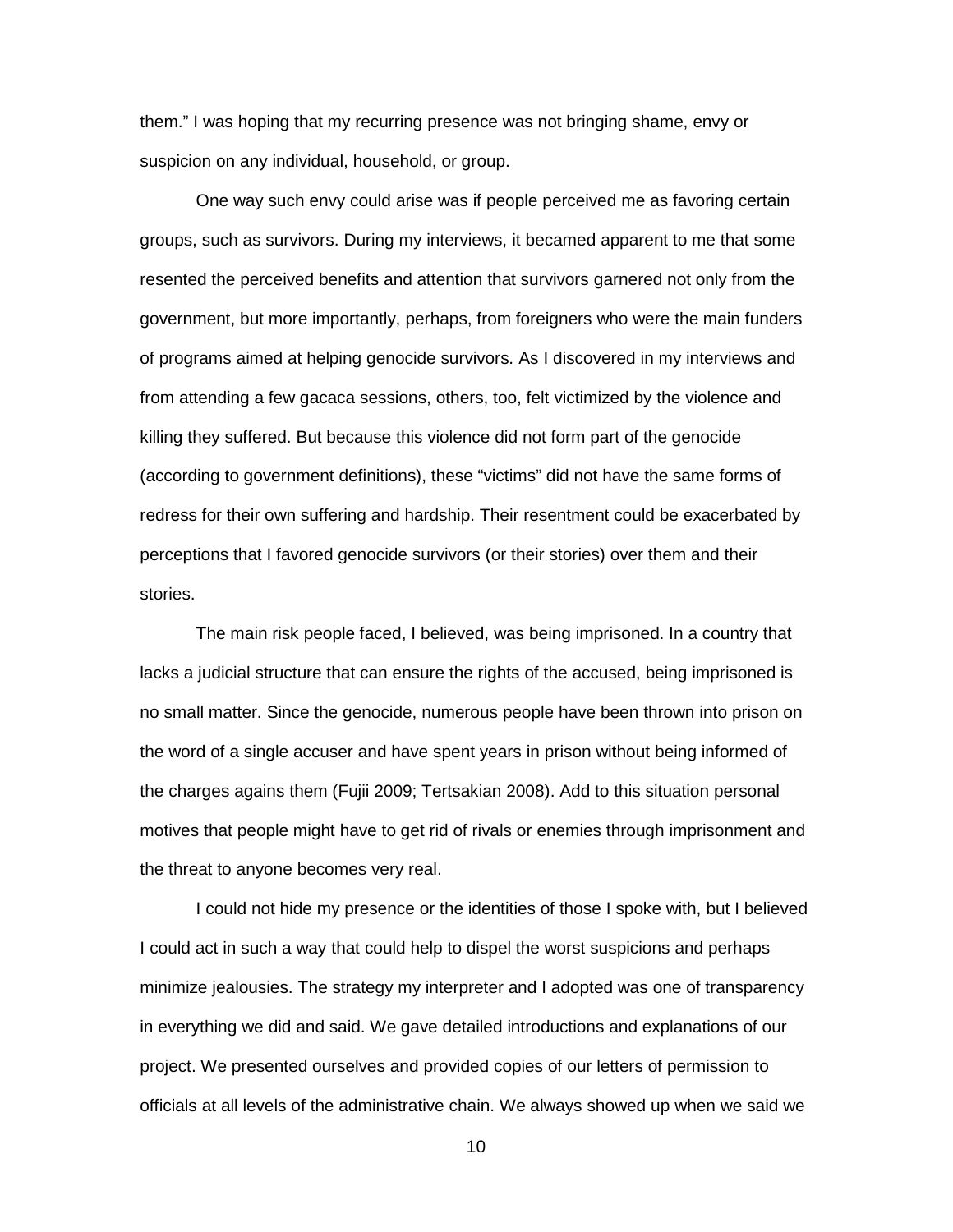them." I was hoping that my recurring presence was not bringing shame, envy or suspicion on any individual, household, or group.

One way such envy could arise was if people perceived me as favoring certain groups, such as survivors. During my interviews, it becamed apparent to me that some resented the perceived benefits and attention that survivors garnered not only from the government, but more importantly, perhaps, from foreigners who were the main funders of programs aimed at helping genocide survivors. As I discovered in my interviews and from attending a few gacaca sessions, others, too, felt victimized by the violence and killing they suffered. But because this violence did not form part of the genocide (according to government definitions), these "victims" did not have the same forms of redress for their own suffering and hardship. Their resentment could be exacerbated by perceptions that I favored genocide survivors (or their stories) over them and their stories.

The main risk people faced, I believed, was being imprisoned. In a country that lacks a judicial structure that can ensure the rights of the accused, being imprisoned is no small matter. Since the genocide, numerous people have been thrown into prison on the word of a single accuser and have spent years in prison without being informed of the charges agains them (Fujii 2009; Tertsakian 2008). Add to this situation personal motives that people might have to get rid of rivals or enemies through imprisonment and the threat to anyone becomes very real.

I could not hide my presence or the identities of those I spoke with, but I believed I could act in such a way that could help to dispel the worst suspicions and perhaps minimize jealousies. The strategy my interpreter and I adopted was one of transparency in everything we did and said. We gave detailed introductions and explanations of our project. We presented ourselves and provided copies of our letters of permission to officials at all levels of the administrative chain. We always showed up when we said we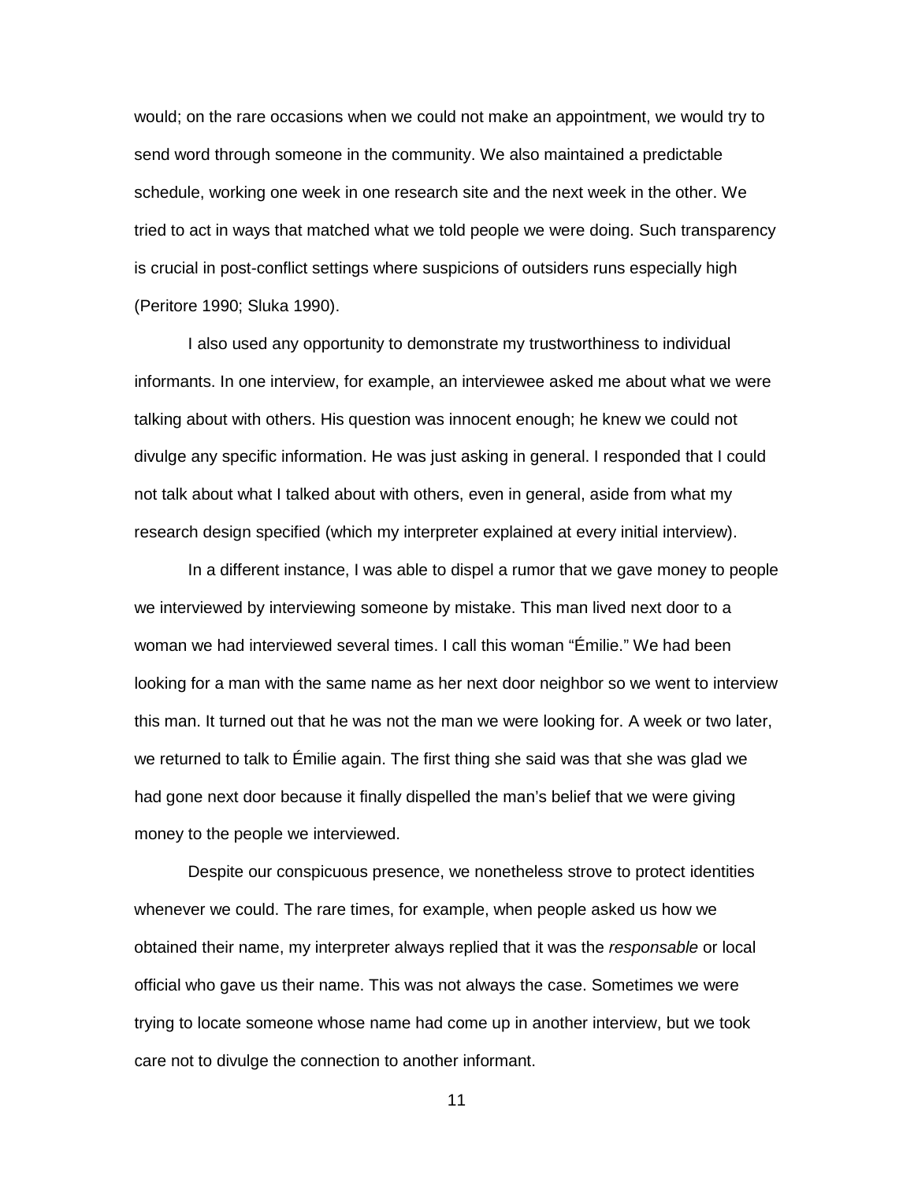would; on the rare occasions when we could not make an appointment, we would try to send word through someone in the community. We also maintained a predictable schedule, working one week in one research site and the next week in the other. We tried to act in ways that matched what we told people we were doing. Such transparency is crucial in post-conflict settings where suspicions of outsiders runs especially high (Peritore 1990; Sluka 1990).

I also used any opportunity to demonstrate my trustworthiness to individual informants. In one interview, for example, an interviewee asked me about what we were talking about with others. His question was innocent enough; he knew we could not divulge any specific information. He was just asking in general. I responded that I could not talk about what I talked about with others, even in general, aside from what my research design specified (which my interpreter explained at every initial interview).

In a different instance, I was able to dispel a rumor that we gave money to people we interviewed by interviewing someone by mistake. This man lived next door to a woman we had interviewed several times. I call this woman "Émilie." We had been looking for a man with the same name as her next door neighbor so we went to interview this man. It turned out that he was not the man we were looking for. A week or two later, we returned to talk to Émilie again. The first thing she said was that she was glad we had gone next door because it finally dispelled the man's belief that we were giving money to the people we interviewed.

Despite our conspicuous presence, we nonetheless strove to protect identities whenever we could. The rare times, for example, when people asked us how we obtained their name, my interpreter always replied that it was the *responsable* or local official who gave us their name. This was not always the case. Sometimes we were trying to locate someone whose name had come up in another interview, but we took care not to divulge the connection to another informant.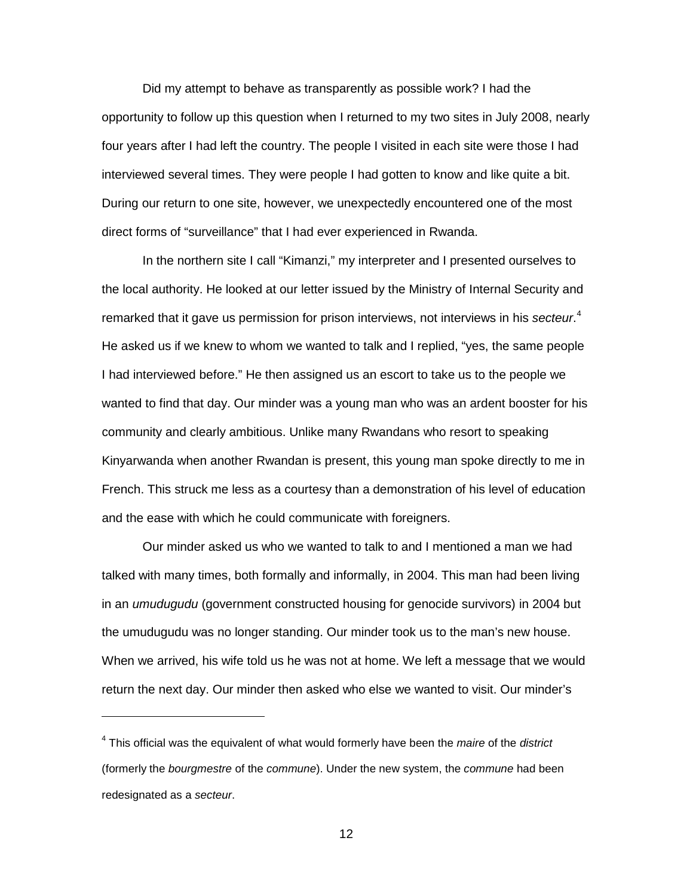Did my attempt to behave as transparently as possible work? I had the opportunity to follow up this question when I returned to my two sites in July 2008, nearly four years after I had left the country. The people I visited in each site were those I had interviewed several times. They were people I had gotten to know and like quite a bit. During our return to one site, however, we unexpectedly encountered one of the most direct forms of "surveillance" that I had ever experienced in Rwanda.

In the northern site I call "Kimanzi," my interpreter and I presented ourselves to the local authority. He looked at our letter issued by the Ministry of Internal Security and remarked that it gave us permission for prison interviews, not interviews in his *secteur*.[4] He asked us if we knew to whom we wanted to talk and I replied, "yes, the same people I had interviewed before." He then assigned us an escort to take us to the people we wanted to find that day. Our minder was a young man who was an ardent booster for his community and clearly ambitious. Unlike many Rwandans who resort to speaking Kinyarwanda when another Rwandan is present, this young man spoke directly to me in French. This struck me less as a courtesy than a demonstration of his level of education and the ease with which he could communicate with foreigners.

Our minder asked us who we wanted to talk to and I mentioned a man we had talked with many times, both formally and informally, in 2004. This man had been living in an *umudugudu* (government constructed housing for genocide survivors) in 2004 but the umudugudu was no longer standing. Our minder took us to the man's new house. When we arrived, his wife told us he was not at home. We left a message that we would return the next day. Our minder then asked who else we wanted to visit. Our minder's

---

[4] This official was the equivalent of what would formerly have been the *maire* of the *district* (formerly the *bourgmestre* of the *commune*). Under the new system, the *commune* had been redesignated as a *secteur*.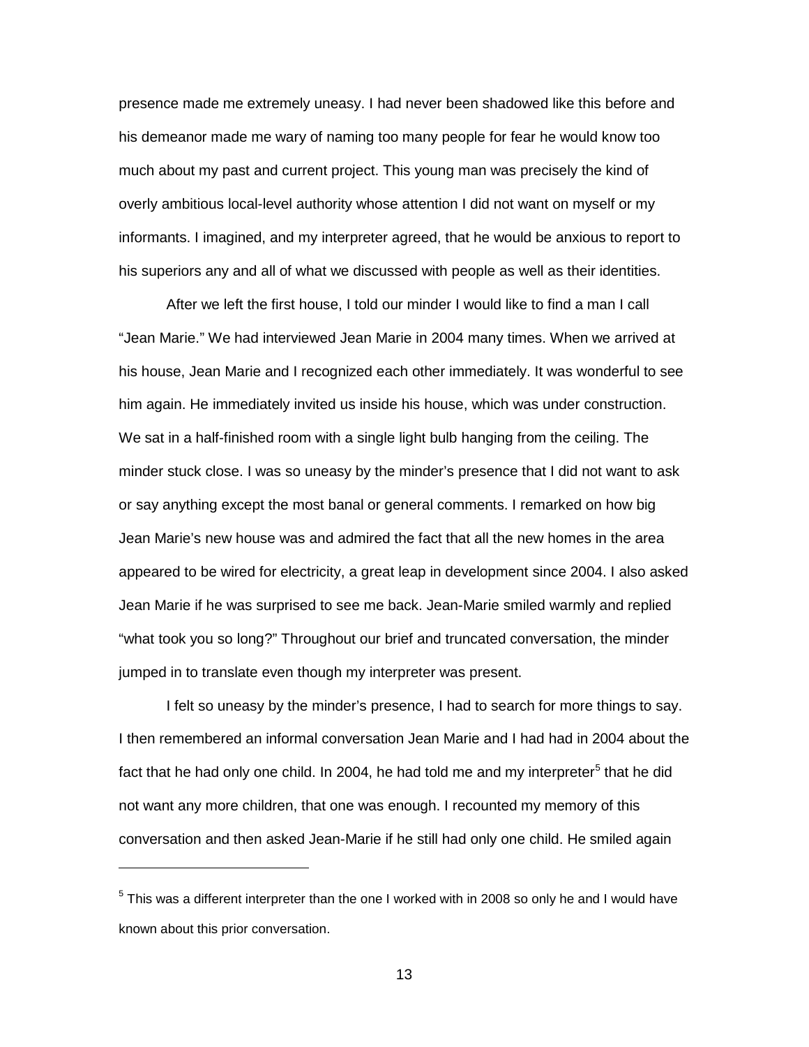presence made me extremely uneasy. I had never been shadowed like this before and his demeanor made me wary of naming too many people for fear he would know too much about my past and current project. This young man was precisely the kind of overly ambitious local-level authority whose attention I did not want on myself or my informants. I imagined, and my interpreter agreed, that he would be anxious to report to his superiors any and all of what we discussed with people as well as their identities.

After we left the first house, I told our minder I would like to find a man I call "Jean Marie." We had interviewed Jean Marie in 2004 many times. When we arrived at his house, Jean Marie and I recognized each other immediately. It was wonderful to see him again. He immediately invited us inside his house, which was under construction. We sat in a half-finished room with a single light bulb hanging from the ceiling. The minder stuck close. I was so uneasy by the minder's presence that I did not want to ask or say anything except the most banal or general comments. I remarked on how big Jean Marie's new house was and admired the fact that all the new homes in the area appeared to be wired for electricity, a great leap in development since 2004. I also asked Jean Marie if he was surprised to see me back. Jean-Marie smiled warmly and replied "what took you so long?" Throughout our brief and truncated conversation, the minder jumped in to translate even though my interpreter was present.

I felt so uneasy by the minder's presence, I had to search for more things to say. I then remembered an informal conversation Jean Marie and I had had in 2004 about the fact that he had only one child. In 2004, he had told me and my interpreter[5] that he did not want any more children, that one was enough. I recounted my memory of this conversation and then asked Jean-Marie if he still had only one child. He smiled again

[5] This was a different interpreter than the one I worked with in 2008 so only he and I would have known about this prior conversation.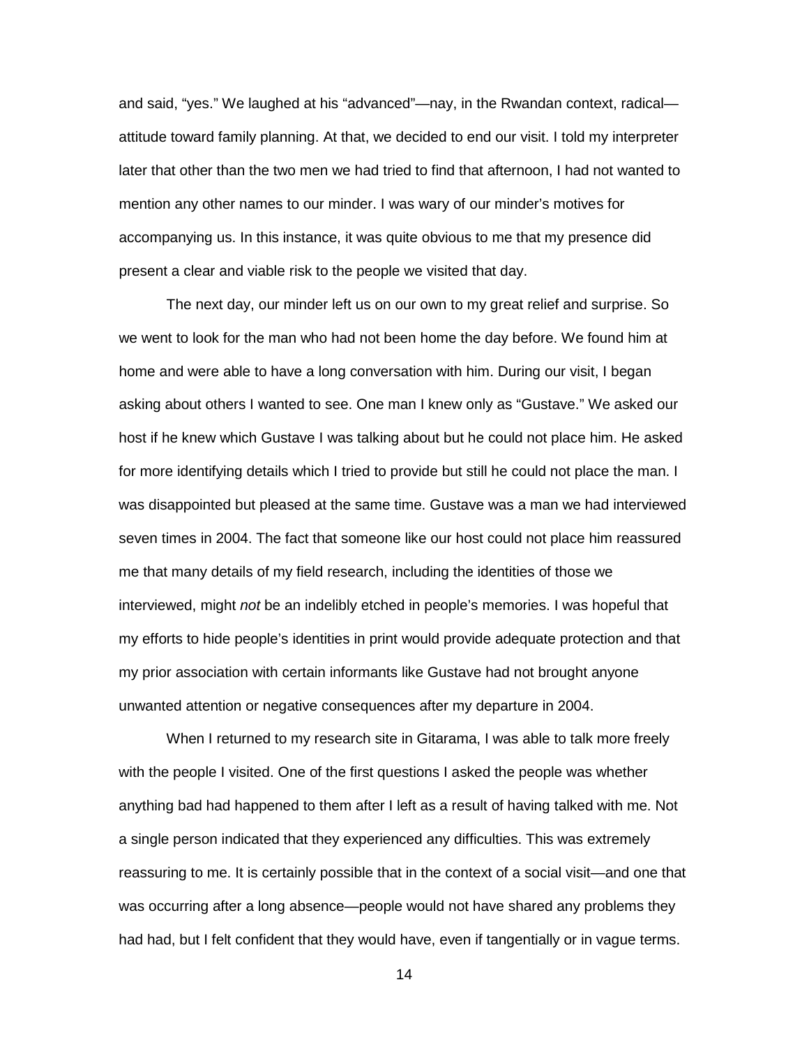and said, "yes." We laughed at his "advanced"—nay, in the Rwandan context, radical—attitude toward family planning. At that, we decided to end our visit. I told my interpreter later that other than the two men we had tried to find that afternoon, I had not wanted to mention any other names to our minder. I was wary of our minder's motives for accompanying us. In this instance, it was quite obvious to me that my presence did present a clear and viable risk to the people we visited that day.

The next day, our minder left us on our own to my great relief and surprise. So we went to look for the man who had not been home the day before. We found him at home and were able to have a long conversation with him. During our visit, I began asking about others I wanted to see. One man I knew only as "Gustave." We asked our host if he knew which Gustave I was talking about but he could not place him. He asked for more identifying details which I tried to provide but still he could not place the man. I was disappointed but pleased at the same time. Gustave was a man we had interviewed seven times in 2004. The fact that someone like our host could not place him reassured me that many details of my field research, including the identities of those we interviewed, might *not* be an indelibly etched in people's memories. I was hopeful that my efforts to hide people's identities in print would provide adequate protection and that my prior association with certain informants like Gustave had not brought anyone unwanted attention or negative consequences after my departure in 2004.

When I returned to my research site in Gitarama, I was able to talk more freely with the people I visited. One of the first questions I asked the people was whether anything bad had happened to them after I left as a result of having talked with me. Not a single person indicated that they experienced any difficulties. This was extremely reassuring to me. It is certainly possible that in the context of a social visit—and one that was occurring after a long absence—people would not have shared any problems they had had, but I felt confident that they would have, even if tangentially or in vague terms.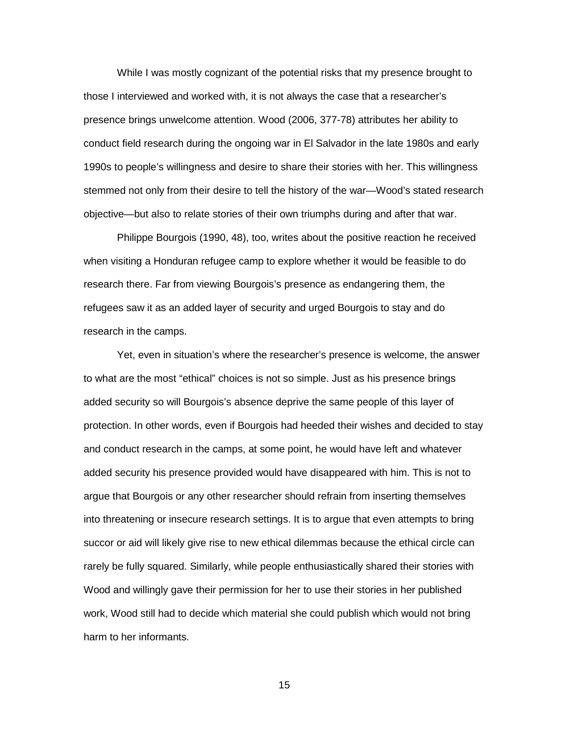While I was mostly cognizant of the potential risks that my presence brought to those I interviewed and worked with, it is not always the case that a researcher's presence brings unwelcome attention. Wood (2006, 377-78) attributes her ability to conduct field research during the ongoing war in El Salvador in the late 1980s and early 1990s to people's willingness and desire to share their stories with her. This willingness stemmed not only from their desire to tell the history of the war—Wood's stated research objective—but also to relate stories of their own triumphs during and after that war.

Philippe Bourgois (1990, 48), too, writes about the positive reaction he received when visiting a Honduran refugee camp to explore whether it would be feasible to do research there. Far from viewing Bourgois's presence as endangering them, the refugees saw it as an added layer of security and urged Bourgois to stay and do research in the camps.

Yet, even in situation's where the researcher's presence is welcome, the answer to what are the most "ethical" choices is not so simple. Just as his presence brings added security so will Bourgois's absence deprive the same people of this layer of protection. In other words, even if Bourgois had heeded their wishes and decided to stay and conduct research in the camps, at some point, he would have left and whatever added security his presence provided would have disappeared with him. This is not to argue that Bourgois or any other researcher should refrain from inserting themselves into threatening or insecure research settings. It is to argue that even attempts to bring succor or aid will likely give rise to new ethical dilemmas because the ethical circle can rarely be fully squared. Similarly, while people enthusiastically shared their stories with Wood and willingly gave their permission for her to use their stories in her published work, Wood still had to decide which material she could publish which would not bring harm to her informants.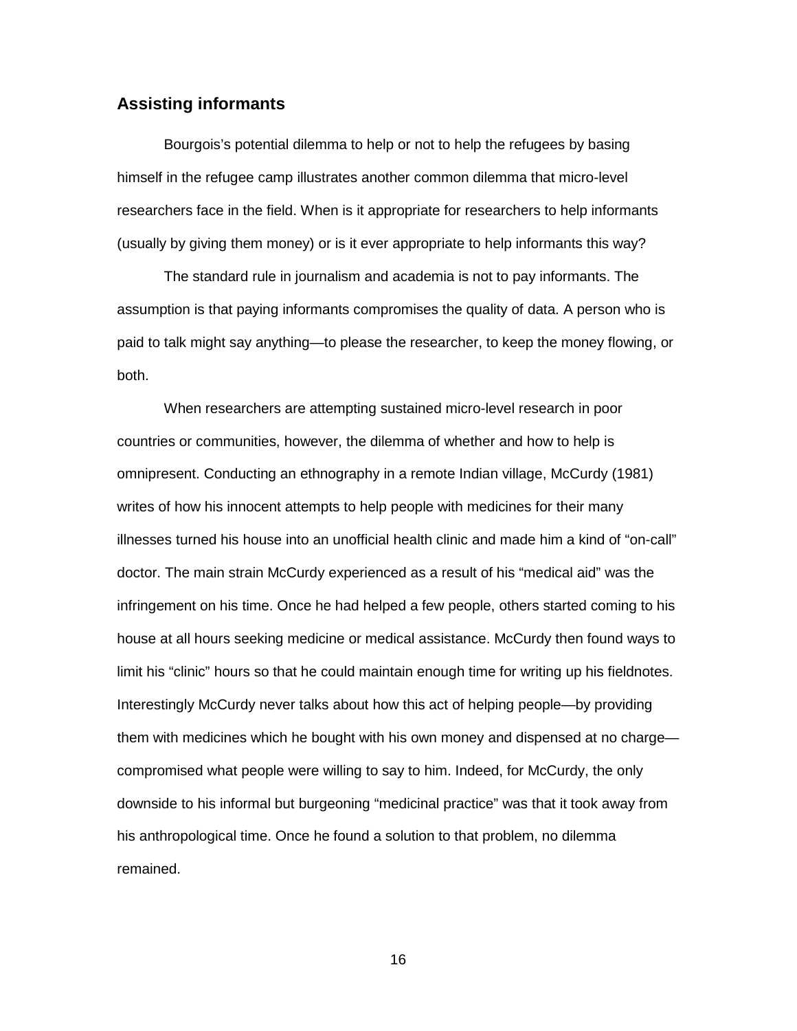## Assisting informants

Bourgois's potential dilemma to help or not to help the refugees by basing himself in the refugee camp illustrates another common dilemma that micro-level researchers face in the field. When is it appropriate for researchers to help informants (usually by giving them money) or is it ever appropriate to help informants this way?

The standard rule in journalism and academia is not to pay informants. The assumption is that paying informants compromises the quality of data. A person who is paid to talk might say anything—to please the researcher, to keep the money flowing, or both.

When researchers are attempting sustained micro-level research in poor countries or communities, however, the dilemma of whether and how to help is omnipresent. Conducting an ethnography in a remote Indian village, McCurdy (1981) writes of how his innocent attempts to help people with medicines for their many illnesses turned his house into an unofficial health clinic and made him a kind of "on-call" doctor. The main strain McCurdy experienced as a result of his "medical aid" was the infringement on his time. Once he had helped a few people, others started coming to his house at all hours seeking medicine or medical assistance. McCurdy then found ways to limit his "clinic" hours so that he could maintain enough time for writing up his fieldnotes. Interestingly McCurdy never talks about how this act of helping people—by providing them with medicines which he bought with his own money and dispensed at no charge—compromised what people were willing to say to him. Indeed, for McCurdy, the only downside to his informal but burgeoning "medicinal practice" was that it took away from his anthropological time. Once he found a solution to that problem, no dilemma remained.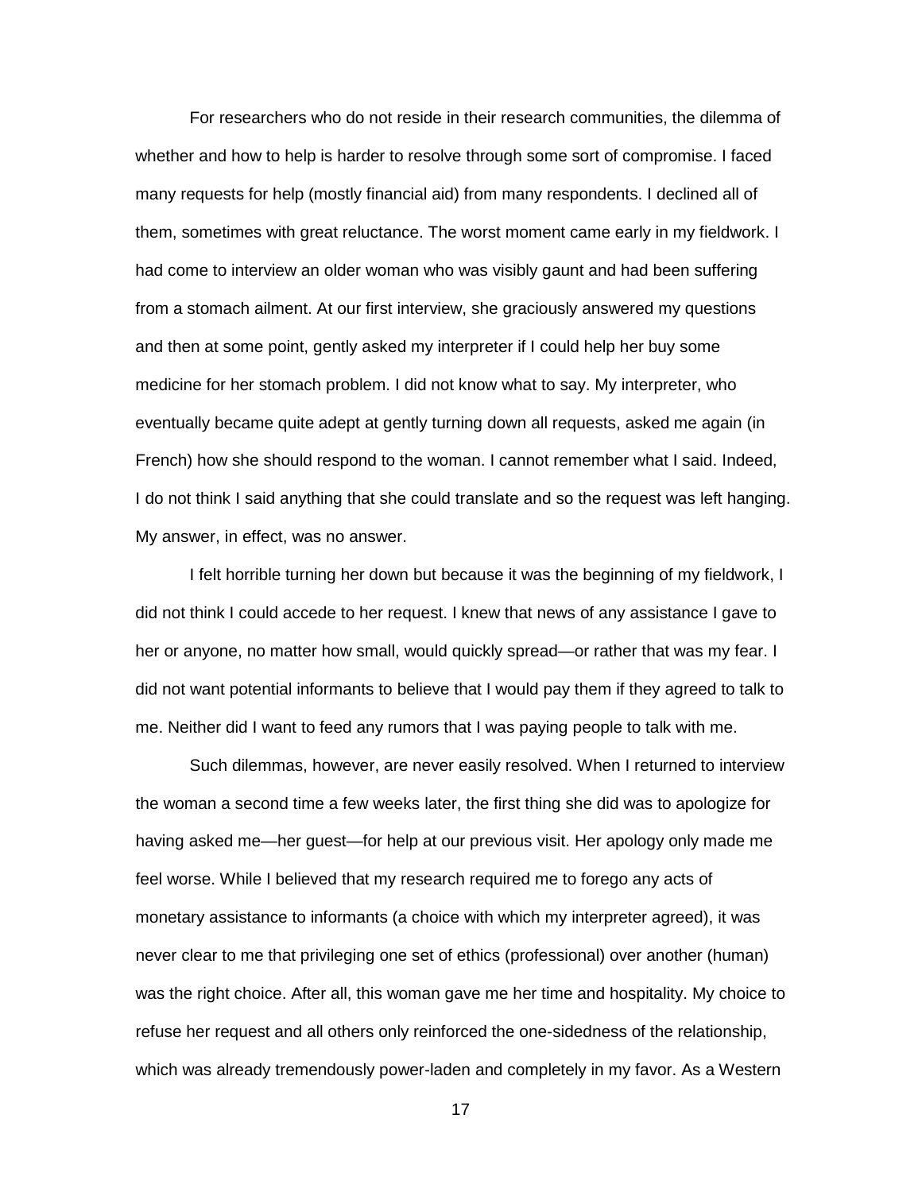For researchers who do not reside in their research communities, the dilemma of whether and how to help is harder to resolve through some sort of compromise. I faced many requests for help (mostly financial aid) from many respondents. I declined all of them, sometimes with great reluctance. The worst moment came early in my fieldwork. I had come to interview an older woman who was visibly gaunt and had been suffering from a stomach ailment. At our first interview, she graciously answered my questions and then at some point, gently asked my interpreter if I could help her buy some medicine for her stomach problem. I did not know what to say. My interpreter, who eventually became quite adept at gently turning down all requests, asked me again (in French) how she should respond to the woman. I cannot remember what I said. Indeed, I do not think I said anything that she could translate and so the request was left hanging. My answer, in effect, was no answer.

I felt horrible turning her down but because it was the beginning of my fieldwork, I did not think I could accede to her request. I knew that news of any assistance I gave to her or anyone, no matter how small, would quickly spread—or rather that was my fear. I did not want potential informants to believe that I would pay them if they agreed to talk to me. Neither did I want to feed any rumors that I was paying people to talk with me.

Such dilemmas, however, are never easily resolved. When I returned to interview the woman a second time a few weeks later, the first thing she did was to apologize for having asked me—her guest—for help at our previous visit. Her apology only made me feel worse. While I believed that my research required me to forego any acts of monetary assistance to informants (a choice with which my interpreter agreed), it was never clear to me that privileging one set of ethics (professional) over another (human) was the right choice. After all, this woman gave me her time and hospitality. My choice to refuse her request and all others only reinforced the one-sidedness of the relationship, which was already tremendously power-laden and completely in my favor. As a Western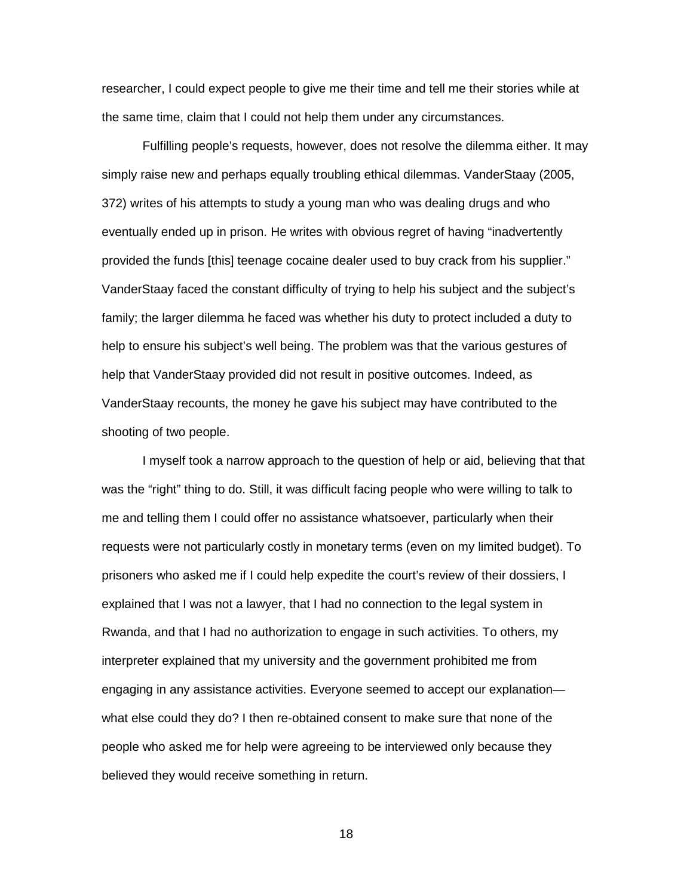researcher, I could expect people to give me their time and tell me their stories while at the same time, claim that I could not help them under any circumstances.

Fulfilling people's requests, however, does not resolve the dilemma either. It may simply raise new and perhaps equally troubling ethical dilemmas. VanderStaay (2005, 372) writes of his attempts to study a young man who was dealing drugs and who eventually ended up in prison. He writes with obvious regret of having "inadvertently provided the funds [this] teenage cocaine dealer used to buy crack from his supplier." VanderStaay faced the constant difficulty of trying to help his subject and the subject's family; the larger dilemma he faced was whether his duty to protect included a duty to help to ensure his subject's well being. The problem was that the various gestures of help that VanderStaay provided did not result in positive outcomes. Indeed, as VanderStaay recounts, the money he gave his subject may have contributed to the shooting of two people.

I myself took a narrow approach to the question of help or aid, believing that that was the "right" thing to do. Still, it was difficult facing people who were willing to talk to me and telling them I could offer no assistance whatsoever, particularly when their requests were not particularly costly in monetary terms (even on my limited budget). To prisoners who asked me if I could help expedite the court's review of their dossiers, I explained that I was not a lawyer, that I had no connection to the legal system in Rwanda, and that I had no authorization to engage in such activities. To others, my interpreter explained that my university and the government prohibited me from engaging in any assistance activities. Everyone seemed to accept our explanation—what else could they do? I then re-obtained consent to make sure that none of the people who asked me for help were agreeing to be interviewed only because they believed they would receive something in return.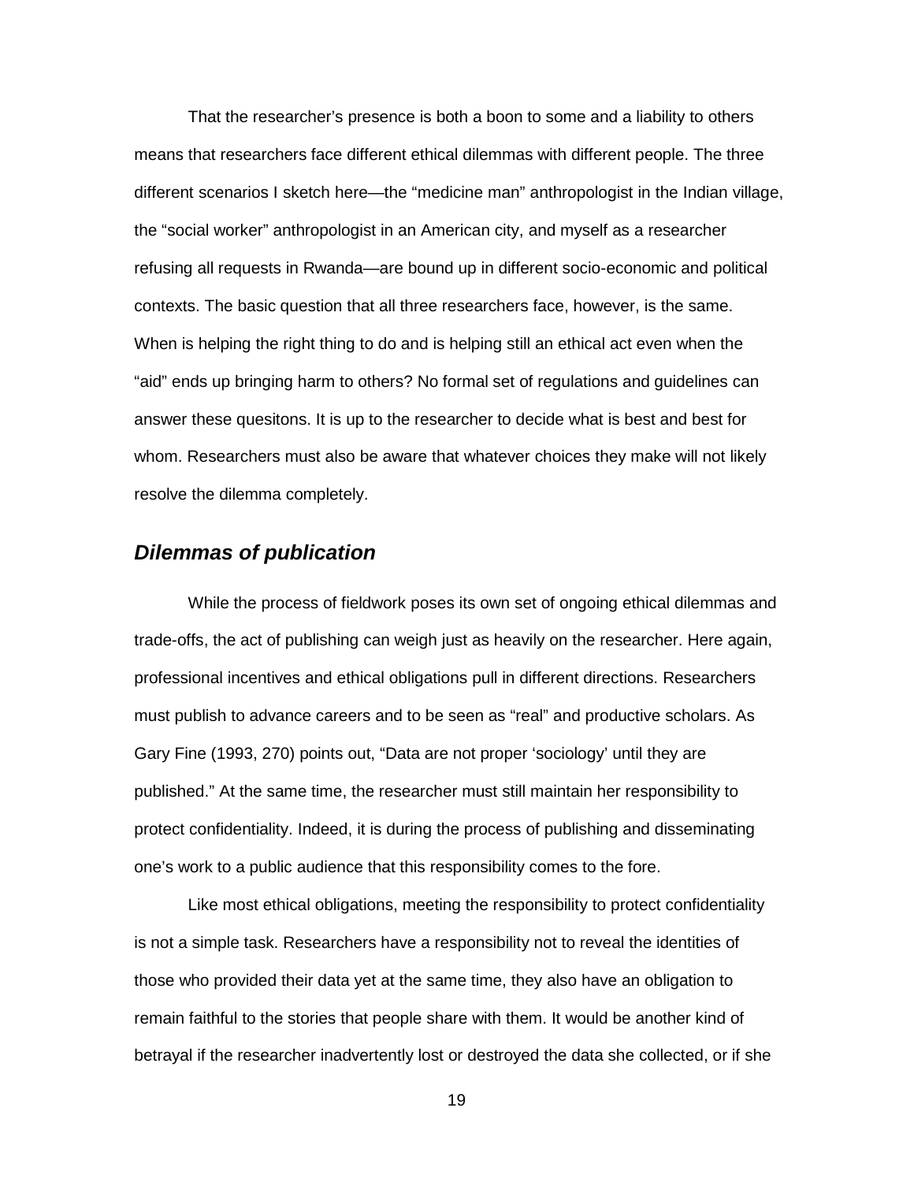That the researcher's presence is both a boon to some and a liability to others means that researchers face different ethical dilemmas with different people. The three different scenarios I sketch here—the "medicine man" anthropologist in the Indian village, the "social worker" anthropologist in an American city, and myself as a researcher refusing all requests in Rwanda—are bound up in different socio-economic and political contexts. The basic question that all three researchers face, however, is the same. When is helping the right thing to do and is helping still an ethical act even when the "aid" ends up bringing harm to others? No formal set of regulations and guidelines can answer these quesitons. It is up to the researcher to decide what is best and best for whom. Researchers must also be aware that whatever choices they make will not likely resolve the dilemma completely.

## *Dilemmas of publication*

While the process of fieldwork poses its own set of ongoing ethical dilemmas and trade-offs, the act of publishing can weigh just as heavily on the researcher. Here again, professional incentives and ethical obligations pull in different directions. Researchers must publish to advance careers and to be seen as "real" and productive scholars. As Gary Fine (1993, 270) points out, "Data are not proper 'sociology' until they are published." At the same time, the researcher must still maintain her responsibility to protect confidentiality. Indeed, it is during the process of publishing and disseminating one's work to a public audience that this responsibility comes to the fore.

Like most ethical obligations, meeting the responsibility to protect confidentiality is not a simple task. Researchers have a responsibility not to reveal the identities of those who provided their data yet at the same time, they also have an obligation to remain faithful to the stories that people share with them. It would be another kind of betrayal if the researcher inadvertently lost or destroyed the data she collected, or if she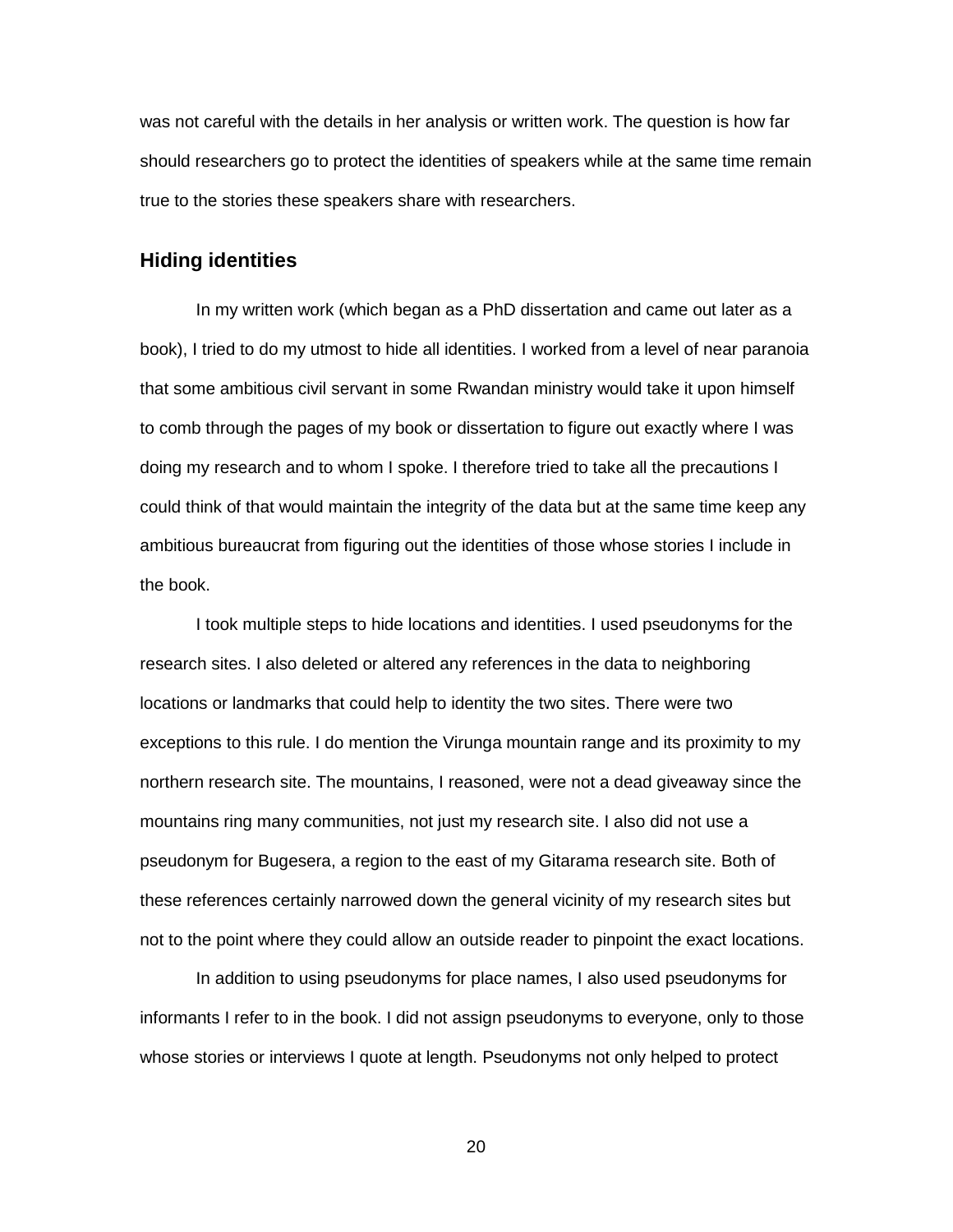was not careful with the details in her analysis or written work. The question is how far should researchers go to protect the identities of speakers while at the same time remain true to the stories these speakers share with researchers.

## Hiding identities

In my written work (which began as a PhD dissertation and came out later as a book), I tried to do my utmost to hide all identities. I worked from a level of near paranoia that some ambitious civil servant in some Rwandan ministry would take it upon himself to comb through the pages of my book or dissertation to figure out exactly where I was doing my research and to whom I spoke. I therefore tried to take all the precautions I could think of that would maintain the integrity of the data but at the same time keep any ambitious bureaucrat from figuring out the identities of those whose stories I include in the book.

I took multiple steps to hide locations and identities. I used pseudonyms for the research sites. I also deleted or altered any references in the data to neighboring locations or landmarks that could help to identity the two sites. There were two exceptions to this rule. I do mention the Virunga mountain range and its proximity to my northern research site. The mountains, I reasoned, were not a dead giveaway since the mountains ring many communities, not just my research site. I also did not use a pseudonym for Bugesera, a region to the east of my Gitarama research site. Both of these references certainly narrowed down the general vicinity of my research sites but not to the point where they could allow an outside reader to pinpoint the exact locations.

In addition to using pseudonyms for place names, I also used pseudonyms for informants I refer to in the book. I did not assign pseudonyms to everyone, only to those whose stories or interviews I quote at length. Pseudonyms not only helped to protect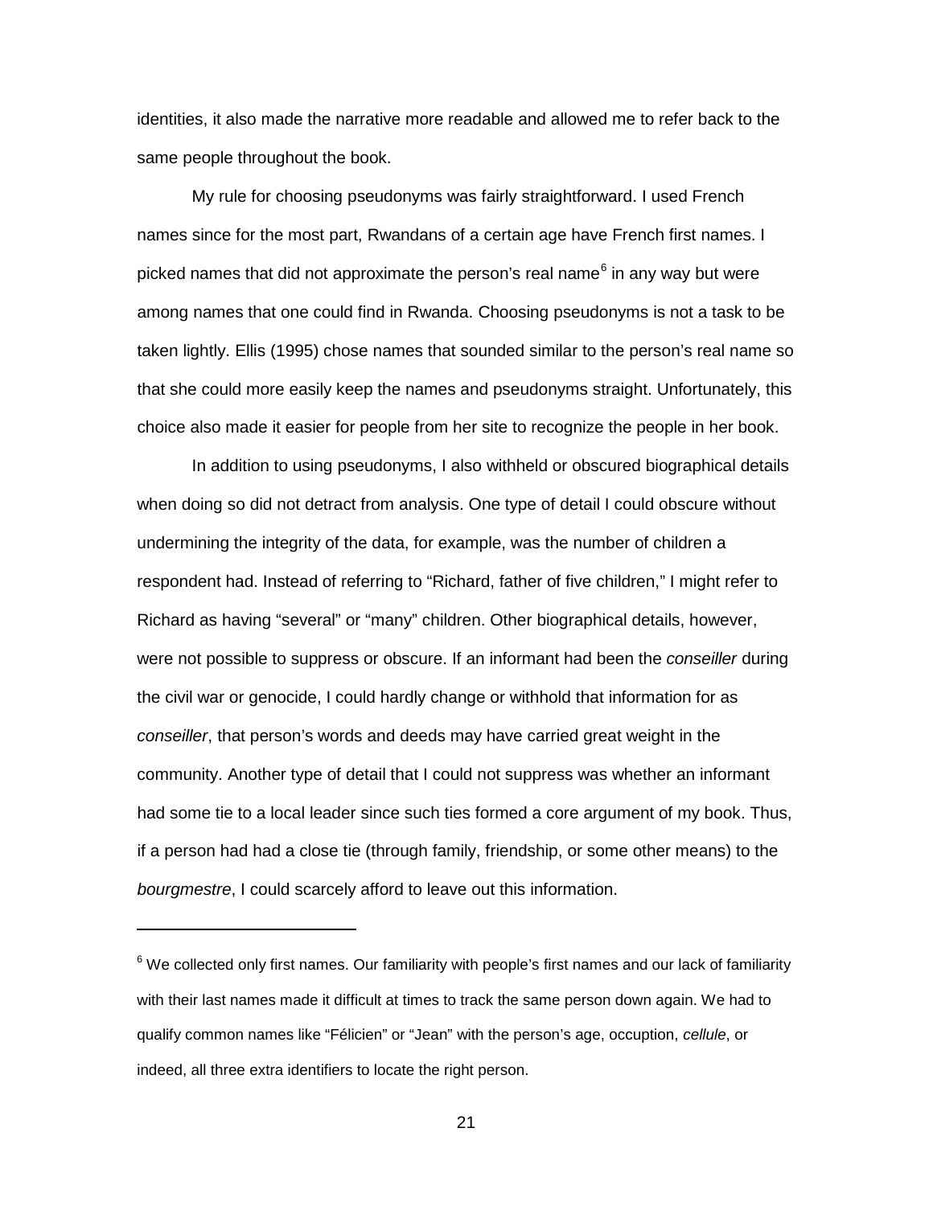identities, it also made the narrative more readable and allowed me to refer back to the same people throughout the book.

My rule for choosing pseudonyms was fairly straightforward. I used French names since for the most part, Rwandans of a certain age have French first names. I picked names that did not approximate the person's real name[6] in any way but were among names that one could find in Rwanda. Choosing pseudonyms is not a task to be taken lightly. Ellis (1995) chose names that sounded similar to the person's real name so that she could more easily keep the names and pseudonyms straight. Unfortunately, this choice also made it easier for people from her site to recognize the people in her book.

In addition to using pseudonyms, I also withheld or obscured biographical details when doing so did not detract from analysis. One type of detail I could obscure without undermining the integrity of the data, for example, was the number of children a respondent had. Instead of referring to "Richard, father of five children," I might refer to Richard as having "several" or "many" children. Other biographical details, however, were not possible to suppress or obscure. If an informant had been the *conseiller* during the civil war or genocide, I could hardly change or withhold that information for as *conseiller*, that person's words and deeds may have carried great weight in the community. Another type of detail that I could not suppress was whether an informant had some tie to a local leader since such ties formed a core argument of my book. Thus, if a person had had a close tie (through family, friendship, or some other means) to the *bourgmestre*, I could scarcely afford to leave out this information.

---

[6] We collected only first names. Our familiarity with people's first names and our lack of familiarity with their last names made it difficult at times to track the same person down again. We had to qualify common names like "Félicien" or "Jean" with the person's age, occuption, *cellule*, or indeed, all three extra identifiers to locate the right person.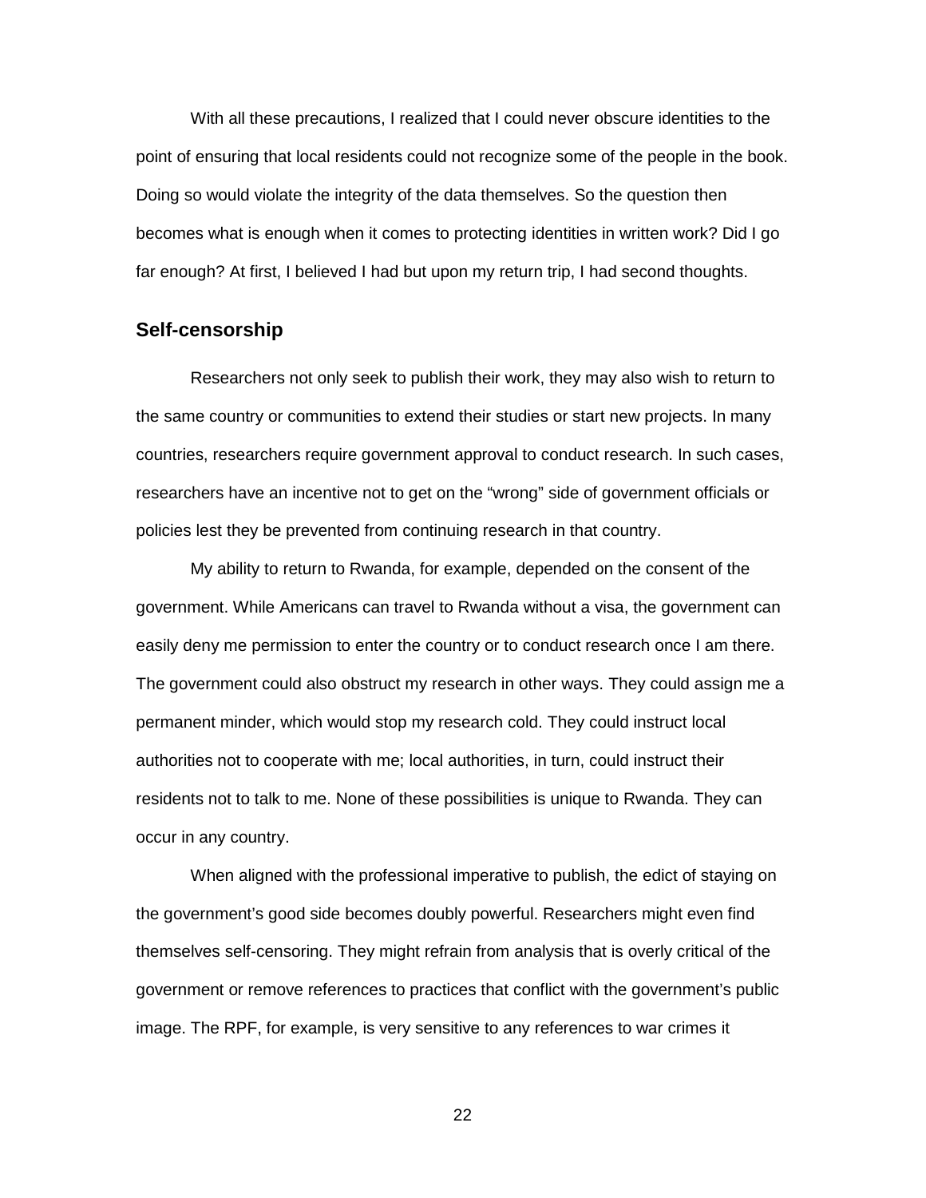With all these precautions, I realized that I could never obscure identities to the point of ensuring that local residents could not recognize some of the people in the book. Doing so would violate the integrity of the data themselves. So the question then becomes what is enough when it comes to protecting identities in written work? Did I go far enough? At first, I believed I had but upon my return trip, I had second thoughts.

## Self-censorship

Researchers not only seek to publish their work, they may also wish to return to the same country or communities to extend their studies or start new projects. In many countries, researchers require government approval to conduct research. In such cases, researchers have an incentive not to get on the "wrong" side of government officials or policies lest they be prevented from continuing research in that country.

My ability to return to Rwanda, for example, depended on the consent of the government. While Americans can travel to Rwanda without a visa, the government can easily deny me permission to enter the country or to conduct research once I am there. The government could also obstruct my research in other ways. They could assign me a permanent minder, which would stop my research cold. They could instruct local authorities not to cooperate with me; local authorities, in turn, could instruct their residents not to talk to me. None of these possibilities is unique to Rwanda. They can occur in any country.

When aligned with the professional imperative to publish, the edict of staying on the government's good side becomes doubly powerful. Researchers might even find themselves self-censoring. They might refrain from analysis that is overly critical of the government or remove references to practices that conflict with the government's public image. The RPF, for example, is very sensitive to any references to war crimes it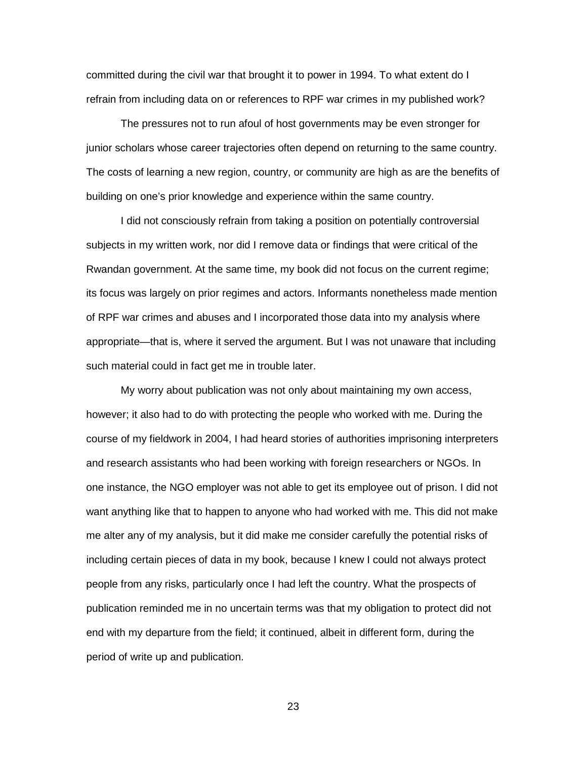committed during the civil war that brought it to power in 1994. To what extent do I refrain from including data on or references to RPF war crimes in my published work?

The pressures not to run afoul of host governments may be even stronger for junior scholars whose career trajectories often depend on returning to the same country. The costs of learning a new region, country, or community are high as are the benefits of building on one's prior knowledge and experience within the same country.

I did not consciously refrain from taking a position on potentially controversial subjects in my written work, nor did I remove data or findings that were critical of the Rwandan government. At the same time, my book did not focus on the current regime; its focus was largely on prior regimes and actors. Informants nonetheless made mention of RPF war crimes and abuses and I incorporated those data into my analysis where appropriate—that is, where it served the argument. But I was not unaware that including such material could in fact get me in trouble later.

My worry about publication was not only about maintaining my own access, however; it also had to do with protecting the people who worked with me. During the course of my fieldwork in 2004, I had heard stories of authorities imprisoning interpreters and research assistants who had been working with foreign researchers or NGOs. In one instance, the NGO employer was not able to get its employee out of prison. I did not want anything like that to happen to anyone who had worked with me. This did not make me alter any of my analysis, but it did make me consider carefully the potential risks of including certain pieces of data in my book, because I knew I could not always protect people from any risks, particularly once I had left the country. What the prospects of publication reminded me in no uncertain terms was that my obligation to protect did not end with my departure from the field; it continued, albeit in different form, during the period of write up and publication.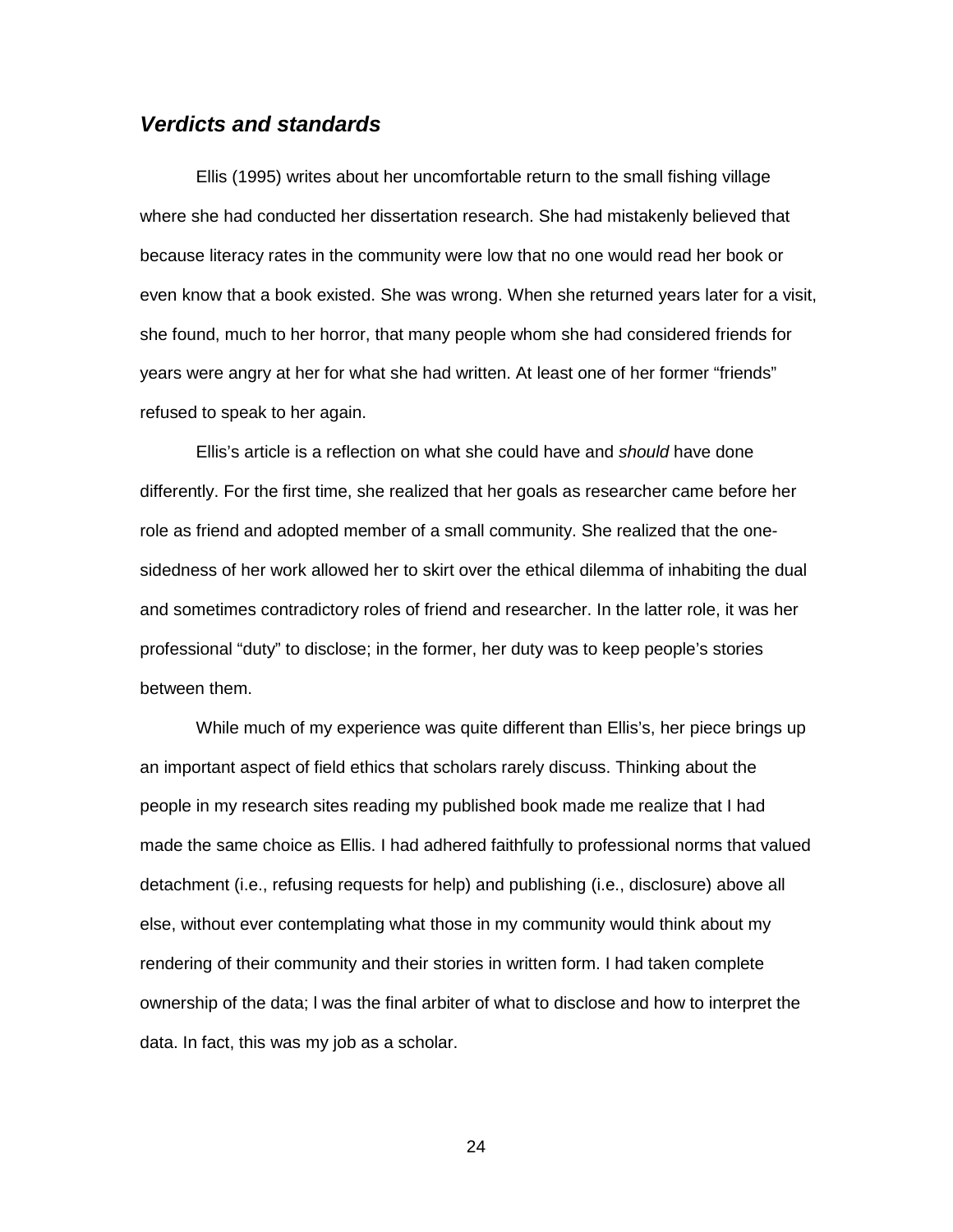### *Verdicts and standards*

Ellis (1995) writes about her uncomfortable return to the small fishing village where she had conducted her dissertation research. She had mistakenly believed that because literacy rates in the community were low that no one would read her book or even know that a book existed. She was wrong. When she returned years later for a visit, she found, much to her horror, that many people whom she had considered friends for years were angry at her for what she had written. At least one of her former "friends" refused to speak to her again.

Ellis's article is a reflection on what she could have and *should* have done differently. For the first time, she realized that her goals as researcher came before her role as friend and adopted member of a small community. She realized that the one-sidedness of her work allowed her to skirt over the ethical dilemma of inhabiting the dual and sometimes contradictory roles of friend and researcher. In the latter role, it was her professional "duty" to disclose; in the former, her duty was to keep people's stories between them.

While much of my experience was quite different than Ellis's, her piece brings up an important aspect of field ethics that scholars rarely discuss. Thinking about the people in my research sites reading my published book made me realize that I had made the same choice as Ellis. I had adhered faithfully to professional norms that valued detachment (i.e., refusing requests for help) and publishing (i.e., disclosure) above all else, without ever contemplating what those in my community would think about my rendering of their community and their stories in written form. I had taken complete ownership of the data; I was the final arbiter of what to disclose and how to interpret the data. In fact, this was my job as a scholar.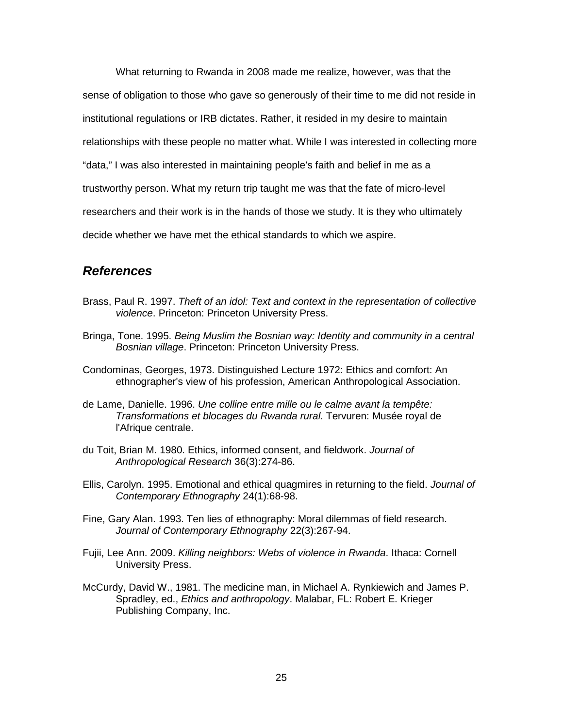What returning to Rwanda in 2008 made me realize, however, was that the sense of obligation to those who gave so generously of their time to me did not reside in institutional regulations or IRB dictates. Rather, it resided in my desire to maintain relationships with these people no matter what. While I was interested in collecting more "data," I was also interested in maintaining people's faith and belief in me as a trustworthy person. What my return trip taught me was that the fate of micro-level researchers and their work is in the hands of those we study. It is they who ultimately decide whether we have met the ethical standards to which we aspire.

## ***References***

Brass, Paul R. 1997. *Theft of an idol: Text and context in the representation of collective violence*. Princeton: Princeton University Press.

Bringa, Tone. 1995. *Being Muslim the Bosnian way: Identity and community in a central Bosnian village*. Princeton: Princeton University Press.

Condominas, Georges, 1973. Distinguished Lecture 1972: Ethics and comfort: An ethnographer's view of his profession, American Anthropological Association.

de Lame, Danielle. 1996. *Une colline entre mille ou le calme avant la tempête: Transformations et blocages du Rwanda rural*. Tervuren: Musée royal de l'Afrique centrale.

du Toit, Brian M. 1980. Ethics, informed consent, and fieldwork. *Journal of Anthropological Research* 36(3):274-86.

Ellis, Carolyn. 1995. Emotional and ethical quagmires in returning to the field. *Journal of Contemporary Ethnography* 24(1):68-98.

Fine, Gary Alan. 1993. Ten lies of ethnography: Moral dilemmas of field research. *Journal of Contemporary Ethnography* 22(3):267-94.

Fujii, Lee Ann. 2009. *Killing neighbors: Webs of violence in Rwanda*. Ithaca: Cornell University Press.

McCurdy, David W., 1981. The medicine man, in Michael A. Rynkiewich and James P. Spradley, ed., *Ethics and anthropology*. Malabar, FL: Robert E. Krieger Publishing Company, Inc.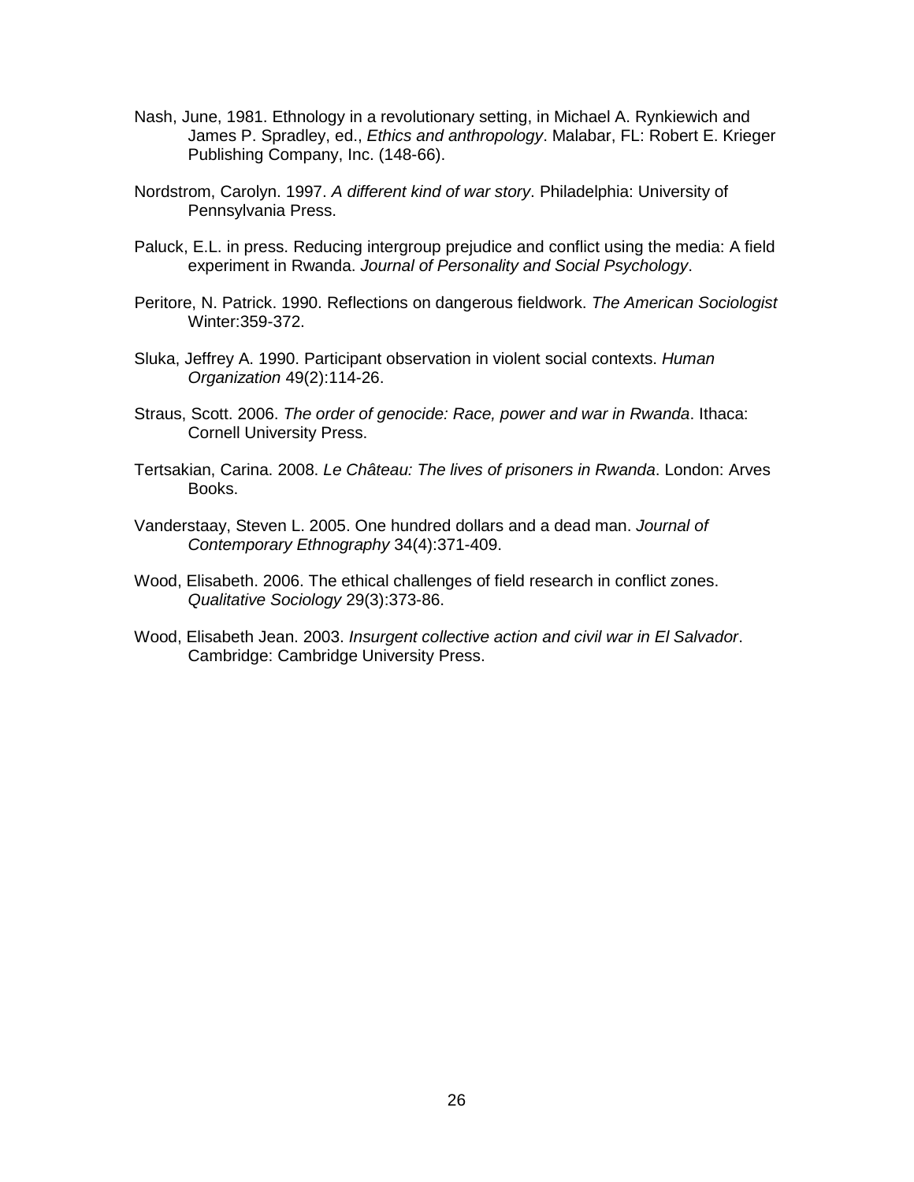Nash, June, 1981. Ethnology in a revolutionary setting, in Michael A. Rynkiewich and James P. Spradley, ed., *Ethics and anthropology*. Malabar, FL: Robert E. Krieger Publishing Company, Inc. (148-66).

Nordstrom, Carolyn. 1997. *A different kind of war story*. Philadelphia: University of Pennsylvania Press.

Paluck, E.L. in press. Reducing intergroup prejudice and conflict using the media: A field experiment in Rwanda. *Journal of Personality and Social Psychology*.

Peritore, N. Patrick. 1990. Reflections on dangerous fieldwork. *The American Sociologist* Winter:359-372.

Sluka, Jeffrey A. 1990. Participant observation in violent social contexts. *Human Organization* 49(2):114-26.

Straus, Scott. 2006. *The order of genocide: Race, power and war in Rwanda*. Ithaca: Cornell University Press.

Tertsakian, Carina. 2008. *Le Château: The lives of prisoners in Rwanda*. London: Arves Books.

Vanderstaay, Steven L. 2005. One hundred dollars and a dead man. *Journal of Contemporary Ethnography* 34(4):371-409.

Wood, Elisabeth. 2006. The ethical challenges of field research in conflict zones. *Qualitative Sociology* 29(3):373-86.

Wood, Elisabeth Jean. 2003. *Insurgent collective action and civil war in El Salvador*. Cambridge: Cambridge University Press.